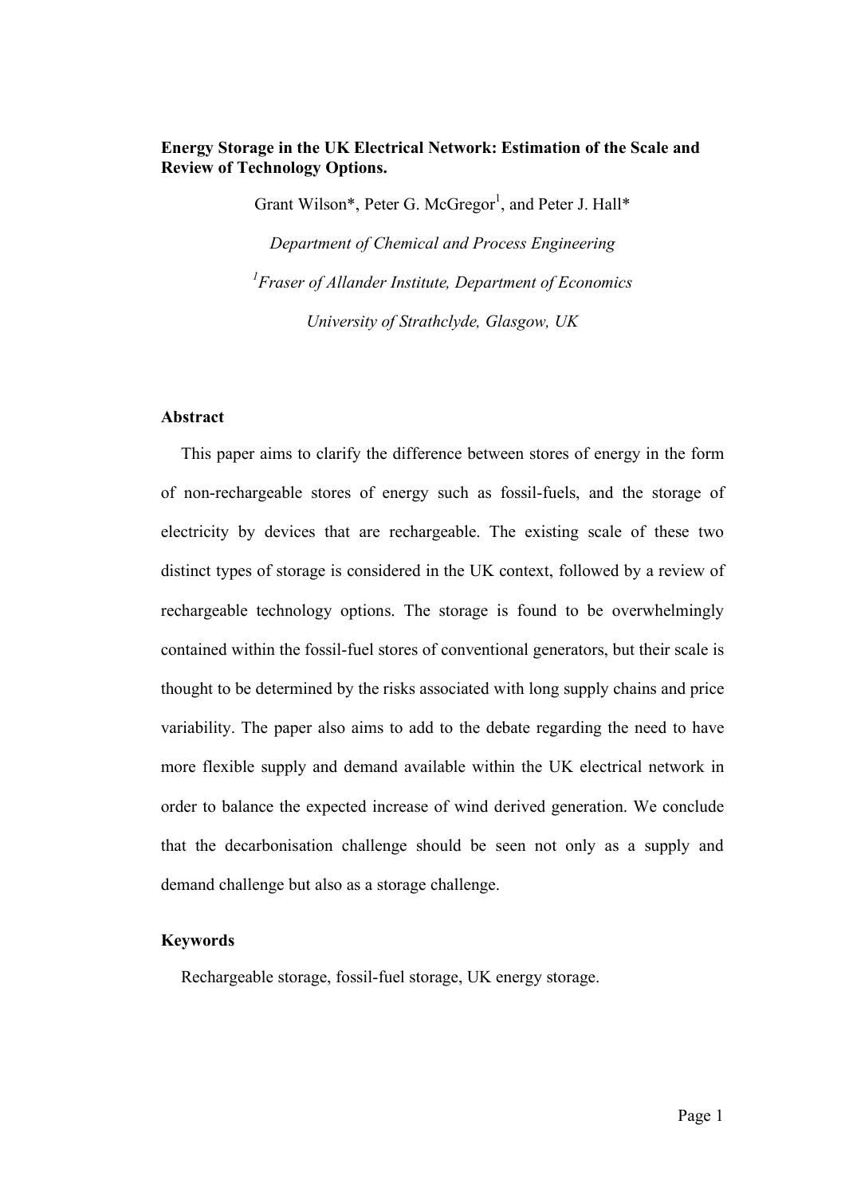# Energy Storage in the UK Electrical Network: Estimation of the Scale and Review of Technology Options.

Grant Wilson*, Peter G. McGregor[1], and Peter J. Hall*

*Department of Chemical and Process Engineering*

*[1]Fraser of Allander Institute, Department of Economics*

*University of Strathclyde, Glasgow, UK*

## Abstract

This paper aims to clarify the difference between stores of energy in the form of non-rechargeable stores of energy such as fossil-fuels, and the storage of electricity by devices that are rechargeable. The existing scale of these two distinct types of storage is considered in the UK context, followed by a review of rechargeable technology options. The storage is found to be overwhelmingly contained within the fossil-fuel stores of conventional generators, but their scale is thought to be determined by the risks associated with long supply chains and price variability. The paper also aims to add to the debate regarding the need to have more flexible supply and demand available within the UK electrical network in order to balance the expected increase of wind derived generation. We conclude that the decarbonisation challenge should be seen not only as a supply and demand challenge but also as a storage challenge.

## Keywords

Rechargeable storage, fossil-fuel storage, UK energy storage.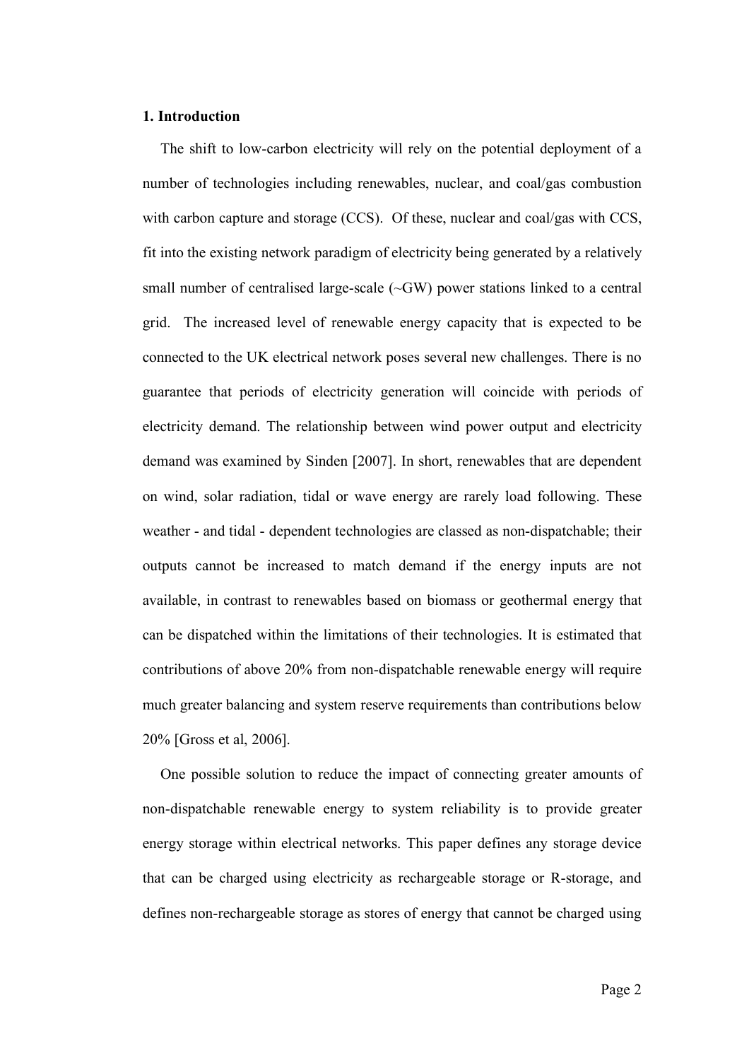## 1. Introduction

The shift to low-carbon electricity will rely on the potential deployment of a number of technologies including renewables, nuclear, and coal/gas combustion with carbon capture and storage (CCS). Of these, nuclear and coal/gas with CCS, fit into the existing network paradigm of electricity being generated by a relatively small number of centralised large-scale (~GW) power stations linked to a central grid. The increased level of renewable energy capacity that is expected to be connected to the UK electrical network poses several new challenges. There is no guarantee that periods of electricity generation will coincide with periods of electricity demand. The relationship between wind power output and electricity demand was examined by Sinden [2007]. In short, renewables that are dependent on wind, solar radiation, tidal or wave energy are rarely load following. These weather - and tidal - dependent technologies are classed as non-dispatchable; their outputs cannot be increased to match demand if the energy inputs are not available, in contrast to renewables based on biomass or geothermal energy that can be dispatched within the limitations of their technologies. It is estimated that contributions of above 20% from non-dispatchable renewable energy will require much greater balancing and system reserve requirements than contributions below 20% [Gross et al, 2006].

One possible solution to reduce the impact of connecting greater amounts of non-dispatchable renewable energy to system reliability is to provide greater energy storage within electrical networks. This paper defines any storage device that can be charged using electricity as rechargeable storage or R-storage, and defines non-rechargeable storage as stores of energy that cannot be charged using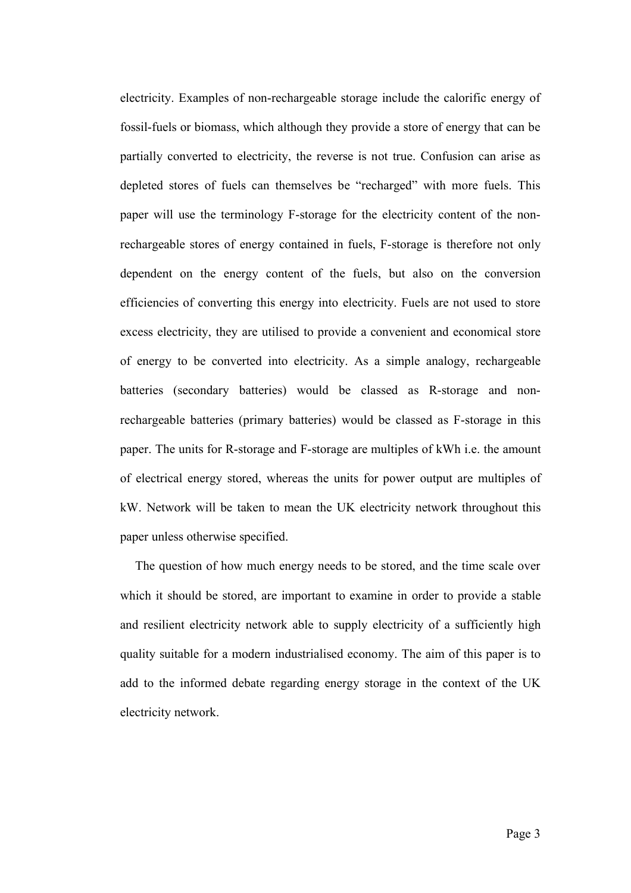electricity. Examples of non-rechargeable storage include the calorific energy of fossil-fuels or biomass, which although they provide a store of energy that can be partially converted to electricity, the reverse is not true. Confusion can arise as depleted stores of fuels can themselves be "recharged" with more fuels. This paper will use the terminology F-storage for the electricity content of the non-rechargeable stores of energy contained in fuels, F-storage is therefore not only dependent on the energy content of the fuels, but also on the conversion efficiencies of converting this energy into electricity. Fuels are not used to store excess electricity, they are utilised to provide a convenient and economical store of energy to be converted into electricity. As a simple analogy, rechargeable batteries (secondary batteries) would be classed as R-storage and non-rechargeable batteries (primary batteries) would be classed as F-storage in this paper. The units for R-storage and F-storage are multiples of kWh i.e. the amount of electrical energy stored, whereas the units for power output are multiples of kW. Network will be taken to mean the UK electricity network throughout this paper unless otherwise specified.

The question of how much energy needs to be stored, and the time scale over which it should be stored, are important to examine in order to provide a stable and resilient electricity network able to supply electricity of a sufficiently high quality suitable for a modern industrialised economy. The aim of this paper is to add to the informed debate regarding energy storage in the context of the UK electricity network.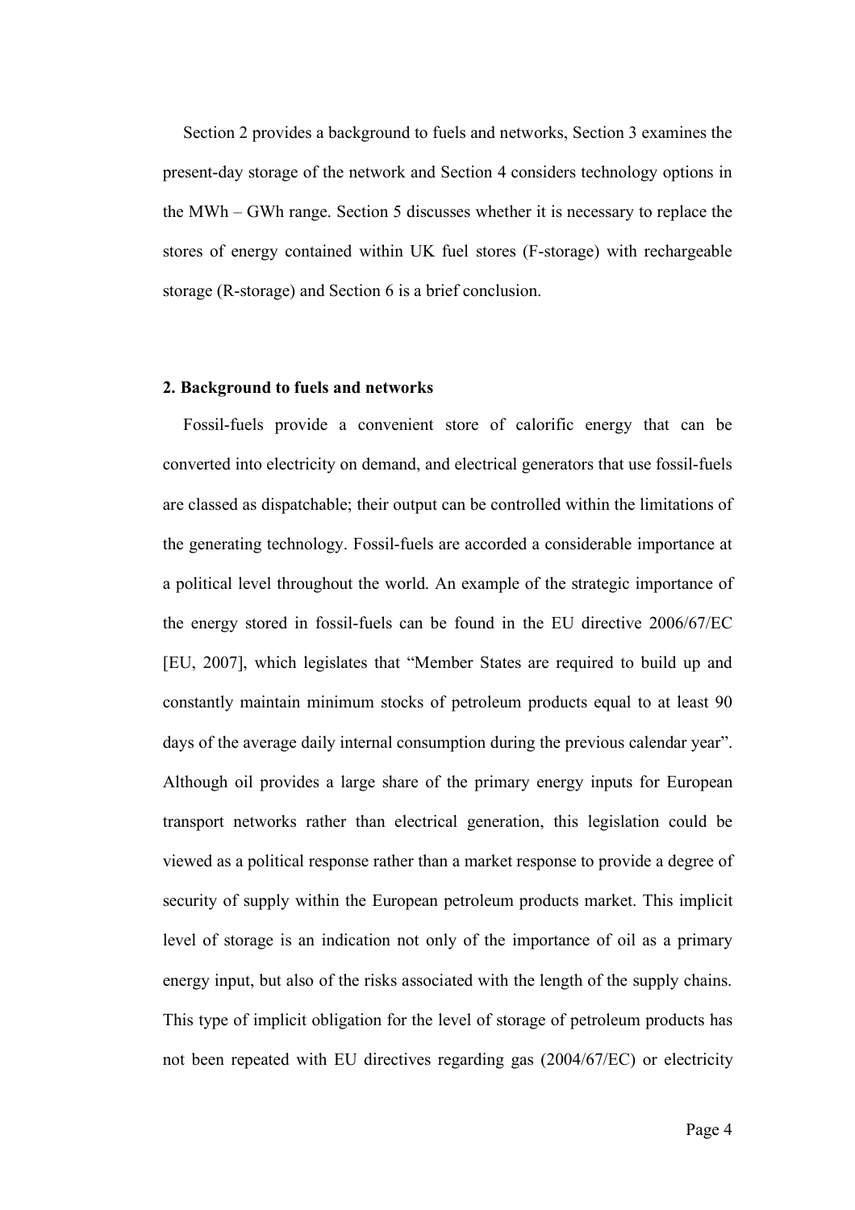Section 2 provides a background to fuels and networks, Section 3 examines the present-day storage of the network and Section 4 considers technology options in the MWh – GWh range. Section 5 discusses whether it is necessary to replace the stores of energy contained within UK fuel stores (F-storage) with rechargeable storage (R-storage) and Section 6 is a brief conclusion.

## 2. Background to fuels and networks

Fossil-fuels provide a convenient store of calorific energy that can be converted into electricity on demand, and electrical generators that use fossil-fuels are classed as dispatchable; their output can be controlled within the limitations of the generating technology. Fossil-fuels are accorded a considerable importance at a political level throughout the world. An example of the strategic importance of the energy stored in fossil-fuels can be found in the EU directive 2006/67/EC [EU, 2007], which legislates that "Member States are required to build up and constantly maintain minimum stocks of petroleum products equal to at least 90 days of the average daily internal consumption during the previous calendar year". Although oil provides a large share of the primary energy inputs for European transport networks rather than electrical generation, this legislation could be viewed as a political response rather than a market response to provide a degree of security of supply within the European petroleum products market. This implicit level of storage is an indication not only of the importance of oil as a primary energy input, but also of the risks associated with the length of the supply chains. This type of implicit obligation for the level of storage of petroleum products has not been repeated with EU directives regarding gas (2004/67/EC) or electricity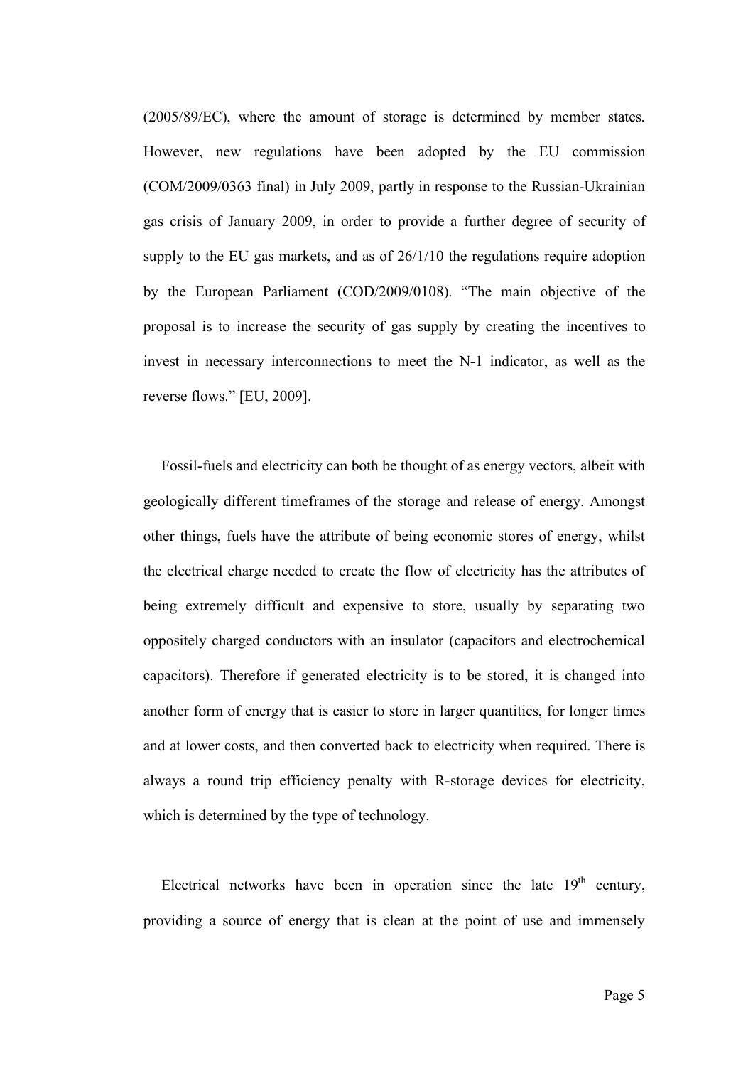(2005/89/EC), where the amount of storage is determined by member states. However, new regulations have been adopted by the EU commission (COM/2009/0363 final) in July 2009, partly in response to the Russian-Ukrainian gas crisis of January 2009, in order to provide a further degree of security of supply to the EU gas markets, and as of 26/1/10 the regulations require adoption by the European Parliament (COD/2009/0108). "The main objective of the proposal is to increase the security of gas supply by creating the incentives to invest in necessary interconnections to meet the N-1 indicator, as well as the reverse flows." [EU, 2009].

Fossil-fuels and electricity can both be thought of as energy vectors, albeit with geologically different timeframes of the storage and release of energy. Amongst other things, fuels have the attribute of being economic stores of energy, whilst the electrical charge needed to create the flow of electricity has the attributes of being extremely difficult and expensive to store, usually by separating two oppositely charged conductors with an insulator (capacitors and electrochemical capacitors). Therefore if generated electricity is to be stored, it is changed into another form of energy that is easier to store in larger quantities, for longer times and at lower costs, and then converted back to electricity when required. There is always a round trip efficiency penalty with R-storage devices for electricity, which is determined by the type of technology.

Electrical networks have been in operation since the late 19th century, providing a source of energy that is clean at the point of use and immensely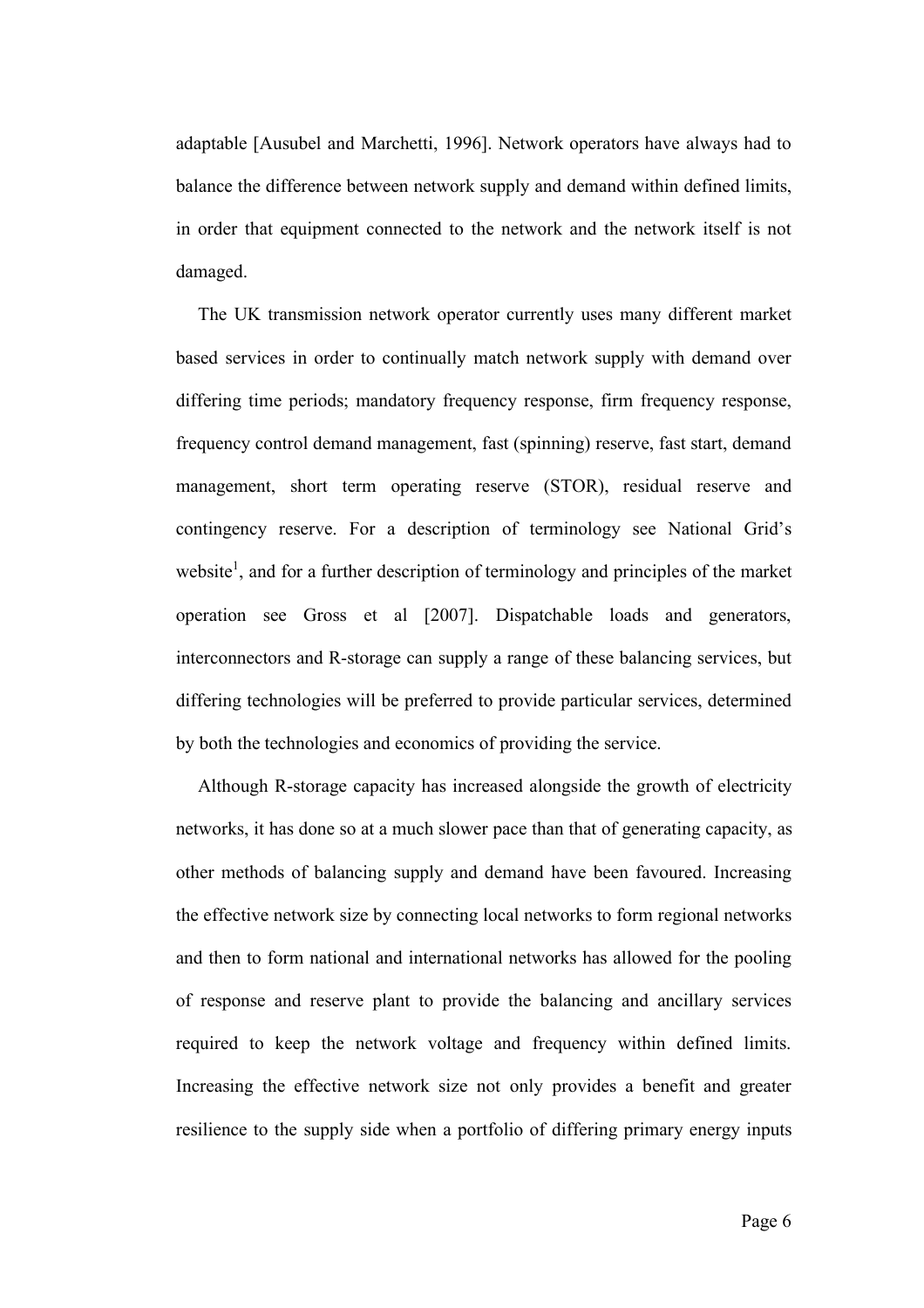adaptable [Ausubel and Marchetti, 1996]. Network operators have always had to balance the difference between network supply and demand within defined limits, in order that equipment connected to the network and the network itself is not damaged.

The UK transmission network operator currently uses many different market based services in order to continually match network supply with demand over differing time periods; mandatory frequency response, firm frequency response, frequency control demand management, fast (spinning) reserve, fast start, demand management, short term operating reserve (STOR), residual reserve and contingency reserve. For a description of terminology see National Grid's website[1], and for a further description of terminology and principles of the market operation see Gross et al [2007]. Dispatchable loads and generators, interconnectors and R-storage can supply a range of these balancing services, but differing technologies will be preferred to provide particular services, determined by both the technologies and economics of providing the service.

Although R-storage capacity has increased alongside the growth of electricity networks, it has done so at a much slower pace than that of generating capacity, as other methods of balancing supply and demand have been favoured. Increasing the effective network size by connecting local networks to form regional networks and then to form national and international networks has allowed for the pooling of response and reserve plant to provide the balancing and ancillary services required to keep the network voltage and frequency within defined limits. Increasing the effective network size not only provides a benefit and greater resilience to the supply side when a portfolio of differing primary energy inputs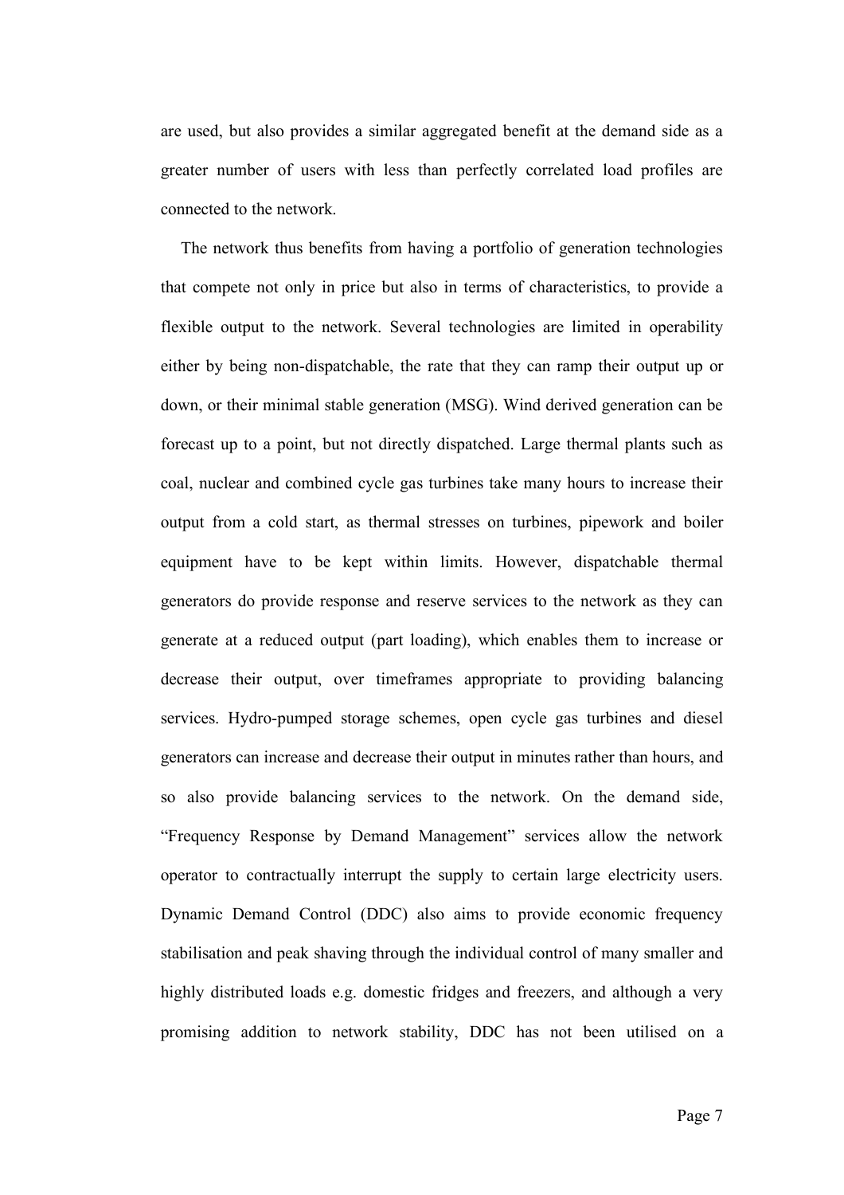are used, but also provides a similar aggregated benefit at the demand side as a greater number of users with less than perfectly correlated load profiles are connected to the network.

The network thus benefits from having a portfolio of generation technologies that compete not only in price but also in terms of characteristics, to provide a flexible output to the network. Several technologies are limited in operability either by being non-dispatchable, the rate that they can ramp their output up or down, or their minimal stable generation (MSG). Wind derived generation can be forecast up to a point, but not directly dispatched. Large thermal plants such as coal, nuclear and combined cycle gas turbines take many hours to increase their output from a cold start, as thermal stresses on turbines, pipework and boiler equipment have to be kept within limits. However, dispatchable thermal generators do provide response and reserve services to the network as they can generate at a reduced output (part loading), which enables them to increase or decrease their output, over timeframes appropriate to providing balancing services. Hydro-pumped storage schemes, open cycle gas turbines and diesel generators can increase and decrease their output in minutes rather than hours, and so also provide balancing services to the network. On the demand side, "Frequency Response by Demand Management" services allow the network operator to contractually interrupt the supply to certain large electricity users. Dynamic Demand Control (DDC) also aims to provide economic frequency stabilisation and peak shaving through the individual control of many smaller and highly distributed loads e.g. domestic fridges and freezers, and although a very promising addition to network stability, DDC has not been utilised on a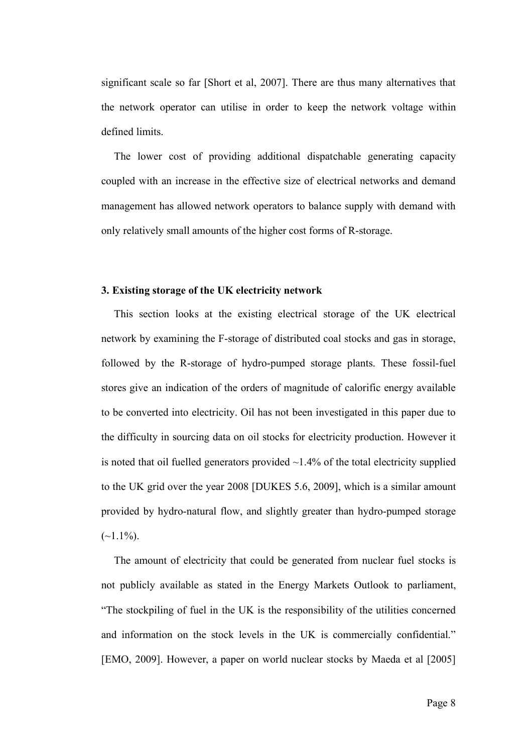significant scale so far [Short et al, 2007]. There are thus many alternatives that the network operator can utilise in order to keep the network voltage within defined limits.

The lower cost of providing additional dispatchable generating capacity coupled with an increase in the effective size of electrical networks and demand management has allowed network operators to balance supply with demand with only relatively small amounts of the higher cost forms of R-storage.

### 3. Existing storage of the UK electricity network

This section looks at the existing electrical storage of the UK electrical network by examining the F-storage of distributed coal stocks and gas in storage, followed by the R-storage of hydro-pumped storage plants. These fossil-fuel stores give an indication of the orders of magnitude of calorific energy available to be converted into electricity. Oil has not been investigated in this paper due to the difficulty in sourcing data on oil stocks for electricity production. However it is noted that oil fuelled generators provided ~1.4% of the total electricity supplied to the UK grid over the year 2008 [DUKES 5.6, 2009], which is a similar amount provided by hydro-natural flow, and slightly greater than hydro-pumped storage (~1.1%).

The amount of electricity that could be generated from nuclear fuel stocks is not publicly available as stated in the Energy Markets Outlook to parliament, "The stockpiling of fuel in the UK is the responsibility of the utilities concerned and information on the stock levels in the UK is commercially confidential." [EMO, 2009]. However, a paper on world nuclear stocks by Maeda et al [2005]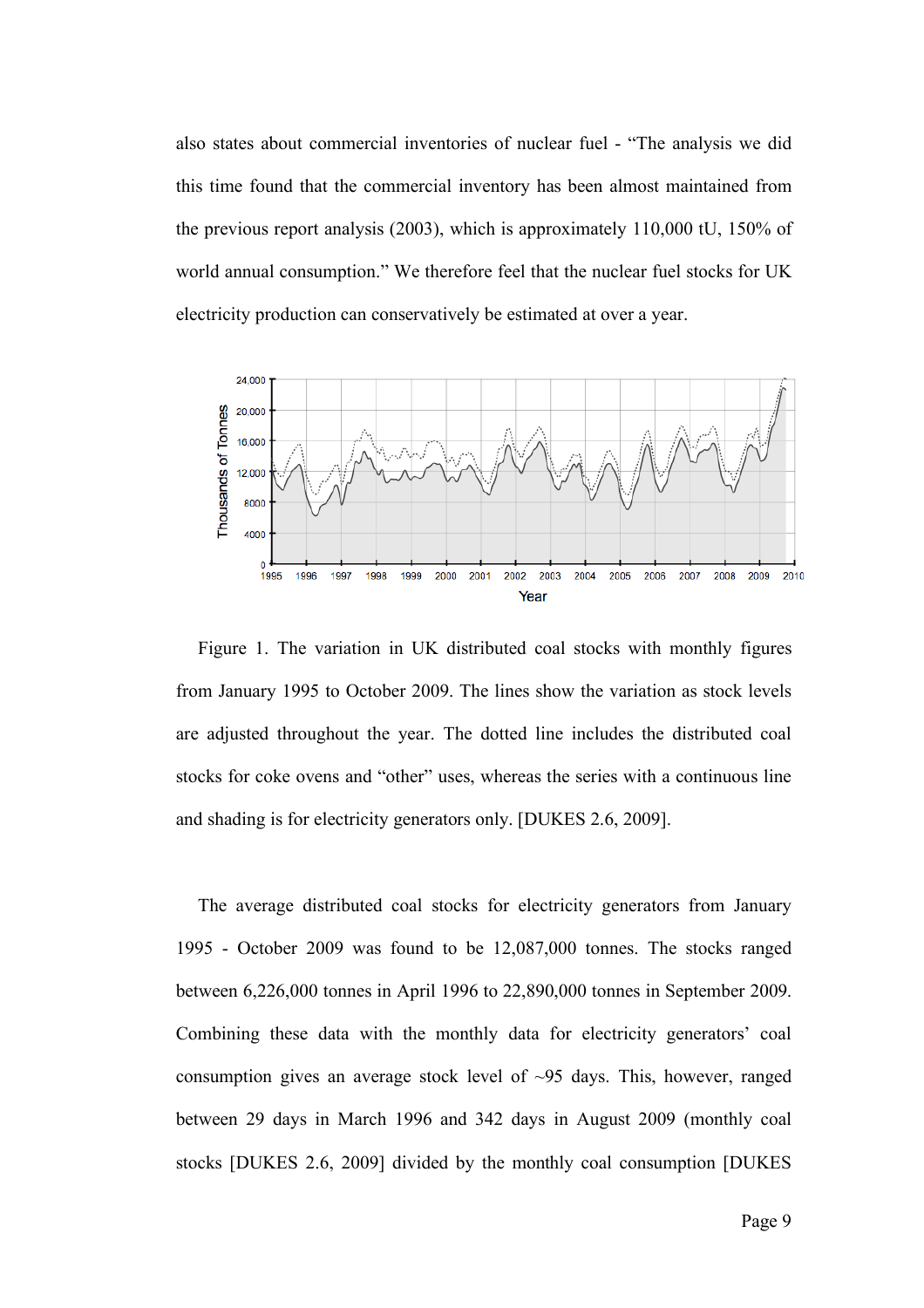also states about commercial inventories of nuclear fuel - "The analysis we did this time found that the commercial inventory has been almost maintained from the previous report analysis (2003), which is approximately 110,000 tU, 150% of world annual consumption." We therefore feel that the nuclear fuel stocks for UK electricity production can conservatively be estimated at over a year.

Figure 1. The variation in UK distributed coal stocks with monthly figures from January 1995 to October 2009. The lines show the variation as stock levels are adjusted throughout the year. The dotted line includes the distributed coal stocks for coke ovens and "other" uses, whereas the series with a continuous line and shading is for electricity generators only. [DUKES 2.6, 2009].

The average distributed coal stocks for electricity generators from January 1995 - October 2009 was found to be 12,087,000 tonnes. The stocks ranged between 6,226,000 tonnes in April 1996 to 22,890,000 tonnes in September 2009. Combining these data with the monthly data for electricity generators' coal consumption gives an average stock level of ~95 days. This, however, ranged between 29 days in March 1996 and 342 days in August 2009 (monthly coal stocks [DUKES 2.6, 2009] divided by the monthly coal consumption [DUKES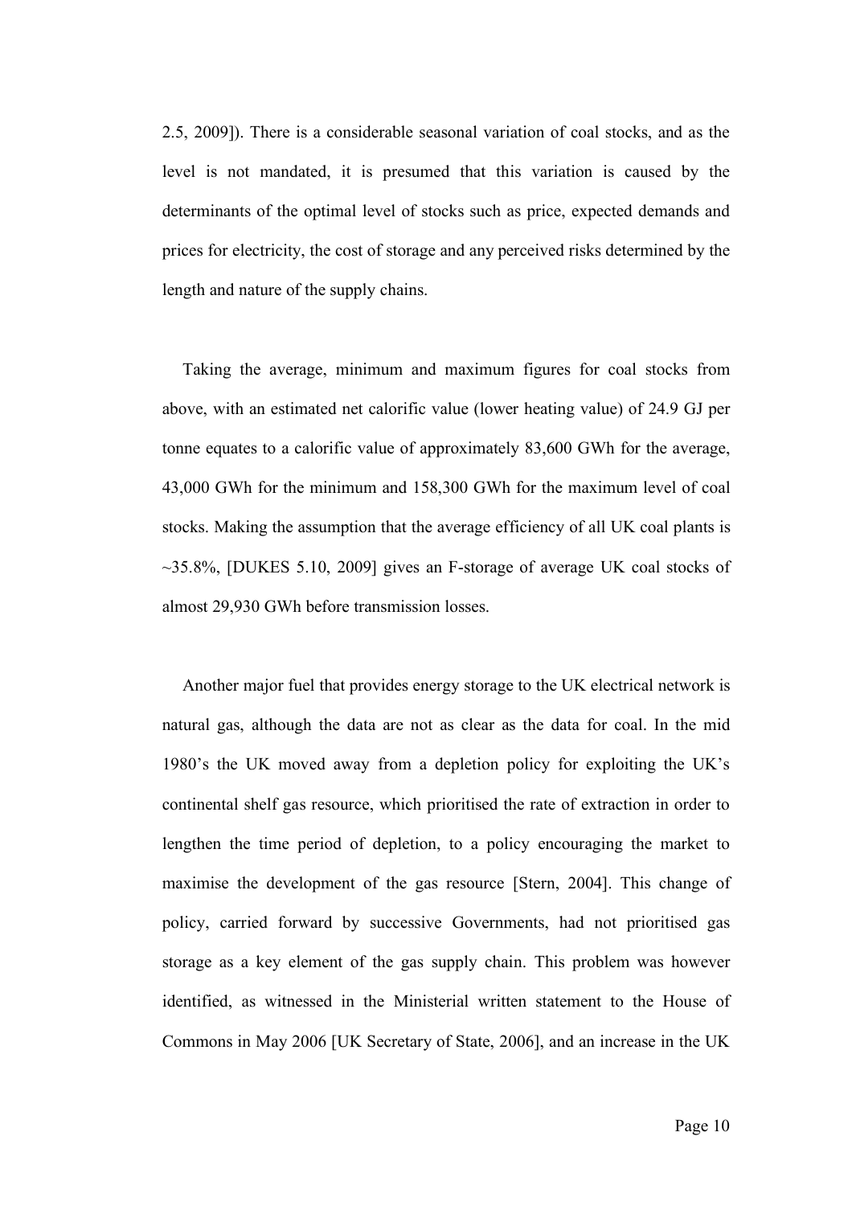2.5, 2009]). There is a considerable seasonal variation of coal stocks, and as the level is not mandated, it is presumed that this variation is caused by the determinants of the optimal level of stocks such as price, expected demands and prices for electricity, the cost of storage and any perceived risks determined by the length and nature of the supply chains.

Taking the average, minimum and maximum figures for coal stocks from above, with an estimated net calorific value (lower heating value) of 24.9 GJ per tonne equates to a calorific value of approximately 83,600 GWh for the average, 43,000 GWh for the minimum and 158,300 GWh for the maximum level of coal stocks. Making the assumption that the average efficiency of all UK coal plants is ~35.8%, [DUKES 5.10, 2009] gives an F-storage of average UK coal stocks of almost 29,930 GWh before transmission losses.

Another major fuel that provides energy storage to the UK electrical network is natural gas, although the data are not as clear as the data for coal. In the mid 1980's the UK moved away from a depletion policy for exploiting the UK's continental shelf gas resource, which prioritised the rate of extraction in order to lengthen the time period of depletion, to a policy encouraging the market to maximise the development of the gas resource [Stern, 2004]. This change of policy, carried forward by successive Governments, had not prioritised gas storage as a key element of the gas supply chain. This problem was however identified, as witnessed in the Ministerial written statement to the House of Commons in May 2006 [UK Secretary of State, 2006], and an increase in the UK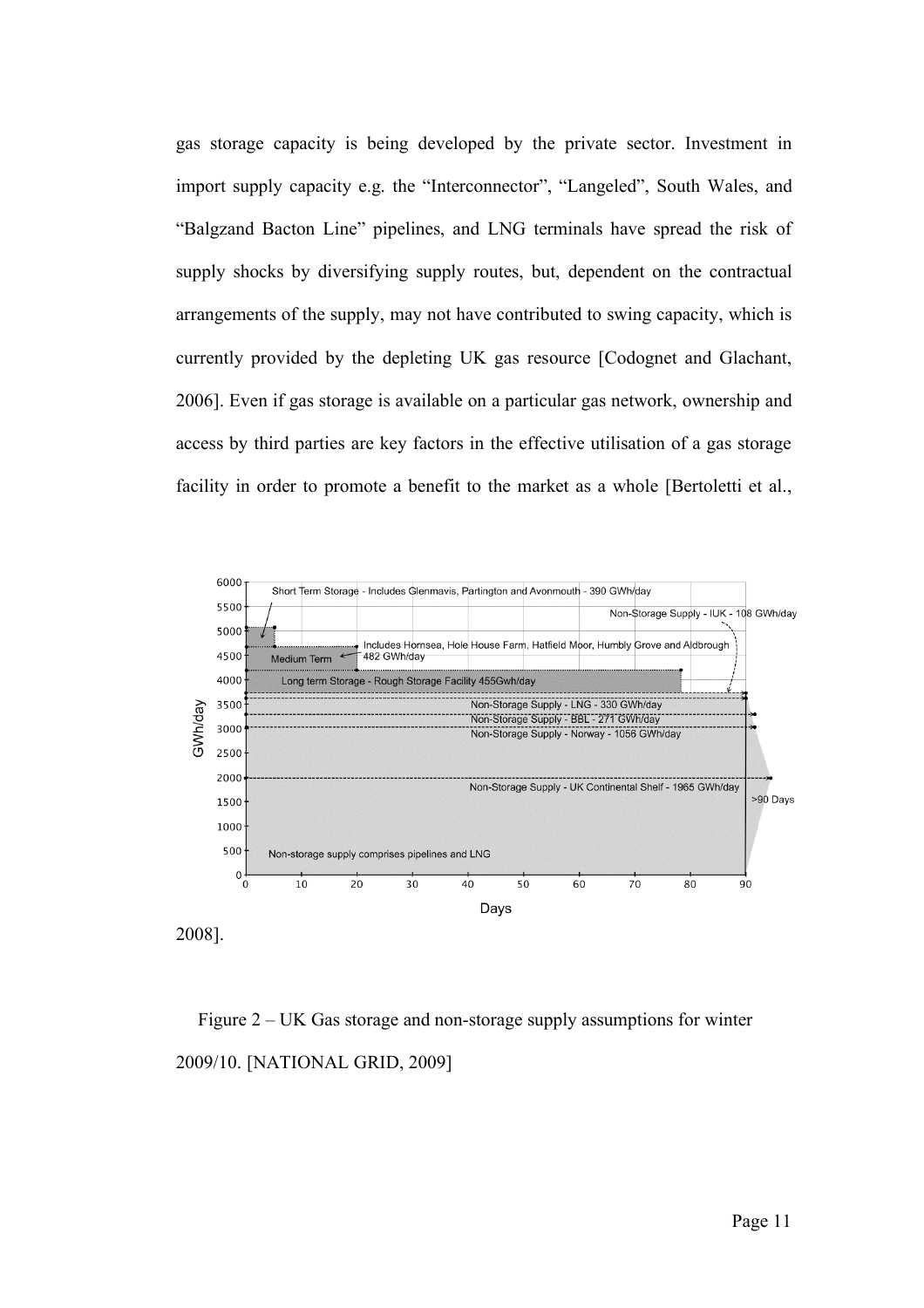gas storage capacity is being developed by the private sector. Investment in import supply capacity e.g. the "Interconnector", "Langeled", South Wales, and "Balgzand Bacton Line" pipelines, and LNG terminals have spread the risk of supply shocks by diversifying supply routes, but, dependent on the contractual arrangements of the supply, may not have contributed to swing capacity, which is currently provided by the depleting UK gas resource [Codognet and Glachant, 2006]. Even if gas storage is available on a particular gas network, ownership and access by third parties are key factors in the effective utilisation of a gas storage facility in order to promote a benefit to the market as a whole [Bertoletti et al., 2008].

Figure 2 – UK Gas storage and non-storage supply assumptions for winter 2009/10. [NATIONAL GRID, 2009]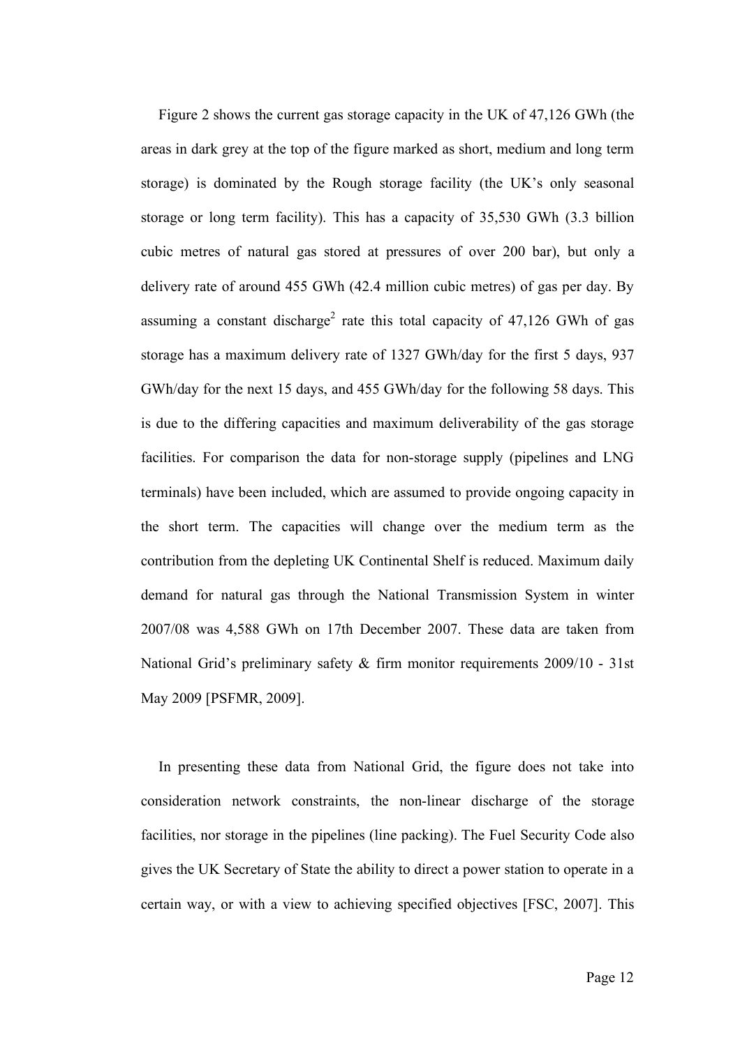Figure 2 shows the current gas storage capacity in the UK of 47,126 GWh (the areas in dark grey at the top of the figure marked as short, medium and long term storage) is dominated by the Rough storage facility (the UK's only seasonal storage or long term facility). This has a capacity of 35,530 GWh (3.3 billion cubic metres of natural gas stored at pressures of over 200 bar), but only a delivery rate of around 455 GWh (42.4 million cubic metres) of gas per day. By assuming a constant discharge[2] rate this total capacity of 47,126 GWh of gas storage has a maximum delivery rate of 1327 GWh/day for the first 5 days, 937 GWh/day for the next 15 days, and 455 GWh/day for the following 58 days. This is due to the differing capacities and maximum deliverability of the gas storage facilities. For comparison the data for non-storage supply (pipelines and LNG terminals) have been included, which are assumed to provide ongoing capacity in the short term. The capacities will change over the medium term as the contribution from the depleting UK Continental Shelf is reduced. Maximum daily demand for natural gas through the National Transmission System in winter 2007/08 was 4,588 GWh on 17th December 2007. These data are taken from National Grid's preliminary safety & firm monitor requirements 2009/10 - 31st May 2009 [PSFMR, 2009].

In presenting these data from National Grid, the figure does not take into consideration network constraints, the non-linear discharge of the storage facilities, nor storage in the pipelines (line packing). The Fuel Security Code also gives the UK Secretary of State the ability to direct a power station to operate in a certain way, or with a view to achieving specified objectives [FSC, 2007]. This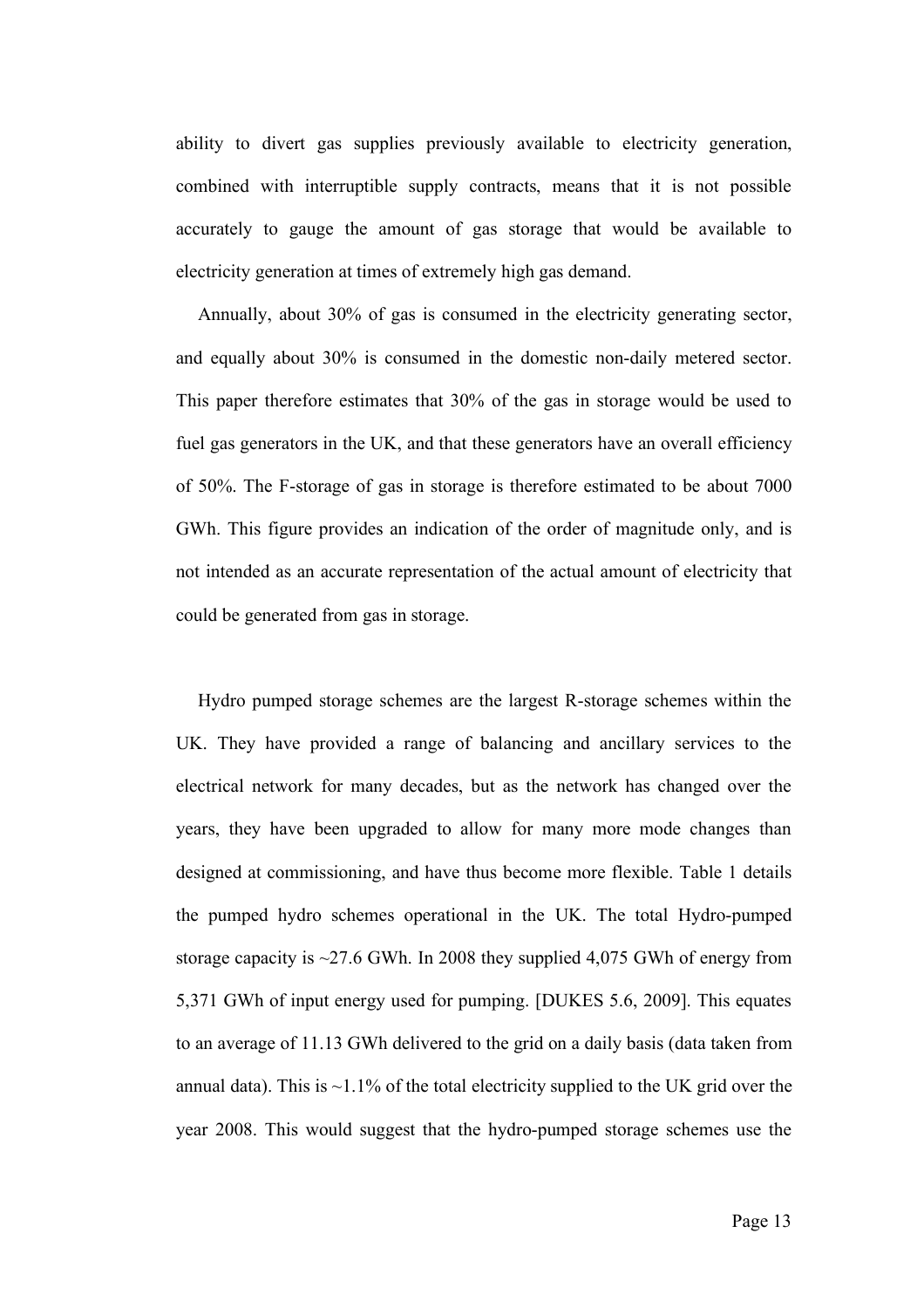ability to divert gas supplies previously available to electricity generation, combined with interruptible supply contracts, means that it is not possible accurately to gauge the amount of gas storage that would be available to electricity generation at times of extremely high gas demand.

Annually, about 30% of gas is consumed in the electricity generating sector, and equally about 30% is consumed in the domestic non-daily metered sector. This paper therefore estimates that 30% of the gas in storage would be used to fuel gas generators in the UK, and that these generators have an overall efficiency of 50%. The F-storage of gas in storage is therefore estimated to be about 7000 GWh. This figure provides an indication of the order of magnitude only, and is not intended as an accurate representation of the actual amount of electricity that could be generated from gas in storage.

Hydro pumped storage schemes are the largest R-storage schemes within the UK. They have provided a range of balancing and ancillary services to the electrical network for many decades, but as the network has changed over the years, they have been upgraded to allow for many more mode changes than designed at commissioning, and have thus become more flexible. Table 1 details the pumped hydro schemes operational in the UK. The total Hydro-pumped storage capacity is ~27.6 GWh. In 2008 they supplied 4,075 GWh of energy from 5,371 GWh of input energy used for pumping. [DUKES 5.6, 2009]. This equates to an average of 11.13 GWh delivered to the grid on a daily basis (data taken from annual data). This is ~1.1% of the total electricity supplied to the UK grid over the year 2008. This would suggest that the hydro-pumped storage schemes use the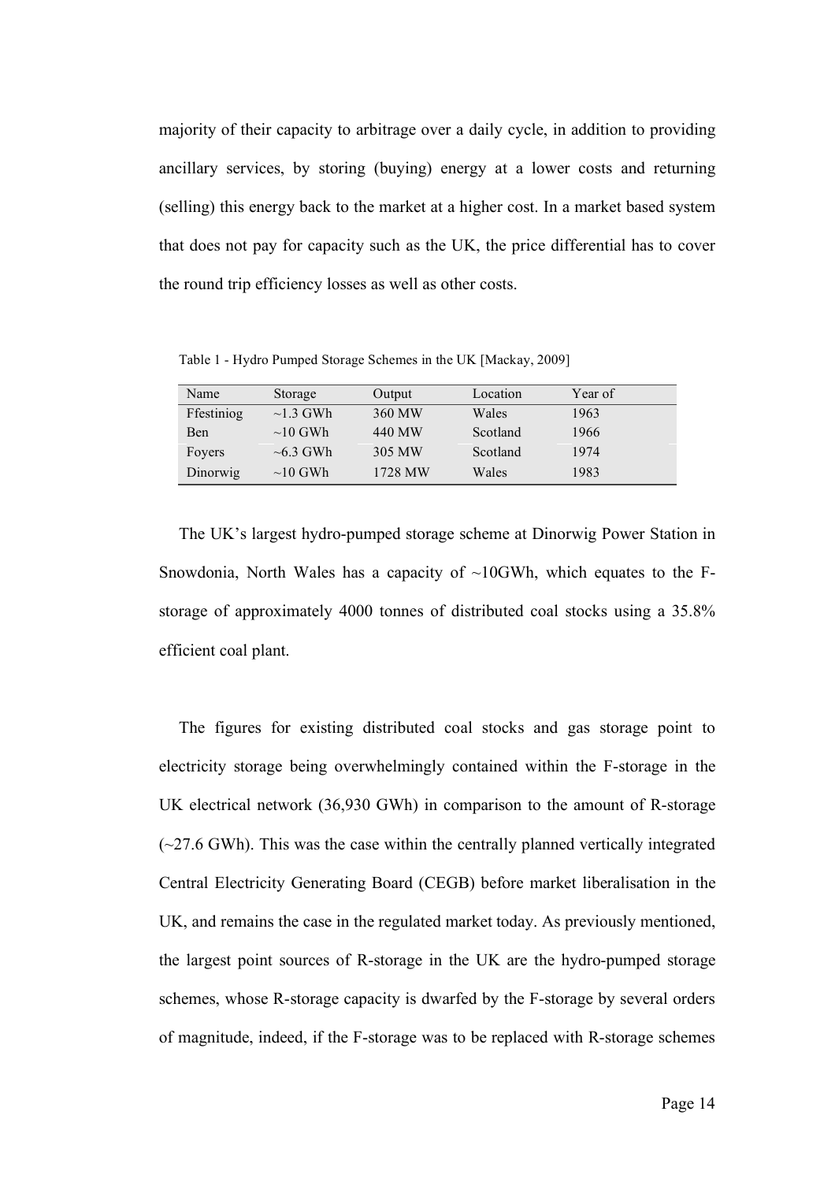majority of their capacity to arbitrage over a daily cycle, in addition to providing ancillary services, by storing (buying) energy at a lower costs and returning (selling) this energy back to the market at a higher cost. In a market based system that does not pay for capacity such as the UK, the price differential has to cover the round trip efficiency losses as well as other costs.

Table 1 - Hydro Pumped Storage Schemes in the UK [Mackay, 2009]

| Name | Storage | Output | Location | Year of |
| --- | --- | --- | --- | --- |
| Ffestiniog | ~1.3 GWh | 360 MW | Wales | 1963 |
| Ben | ~10 GWh | 440 MW | Scotland | 1966 |
| Foyers | ~6.3 GWh | 305 MW | Scotland | 1974 |
| Dinorwig | ~10 GWh | 1728 MW | Wales | 1983 |

The UK's largest hydro-pumped storage scheme at Dinorwig Power Station in Snowdonia, North Wales has a capacity of ~10GWh, which equates to the F-storage of approximately 4000 tonnes of distributed coal stocks using a 35.8% efficient coal plant.

The figures for existing distributed coal stocks and gas storage point to electricity storage being overwhelmingly contained within the F-storage in the UK electrical network (36,930 GWh) in comparison to the amount of R-storage (~27.6 GWh). This was the case within the centrally planned vertically integrated Central Electricity Generating Board (CEGB) before market liberalisation in the UK, and remains the case in the regulated market today. As previously mentioned, the largest point sources of R-storage in the UK are the hydro-pumped storage schemes, whose R-storage capacity is dwarfed by the F-storage by several orders of magnitude, indeed, if the F-storage was to be replaced with R-storage schemes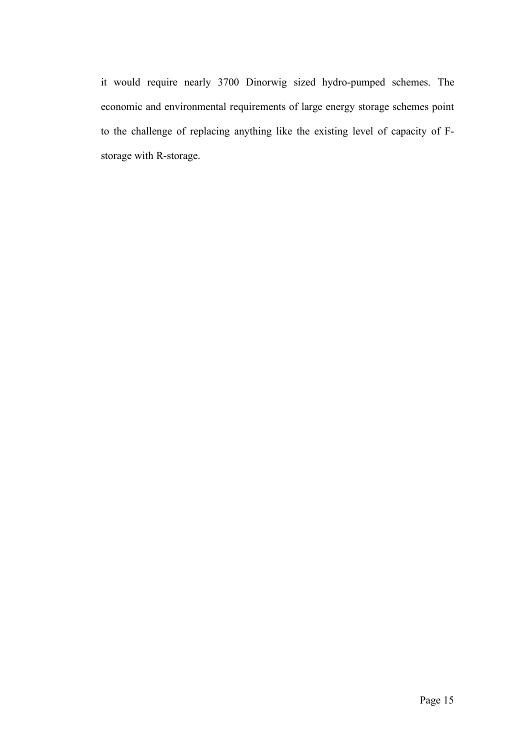it would require nearly 3700 Dinorwig sized hydro-pumped schemes. The economic and environmental requirements of large energy storage schemes point to the challenge of replacing anything like the existing level of capacity of F-storage with R-storage.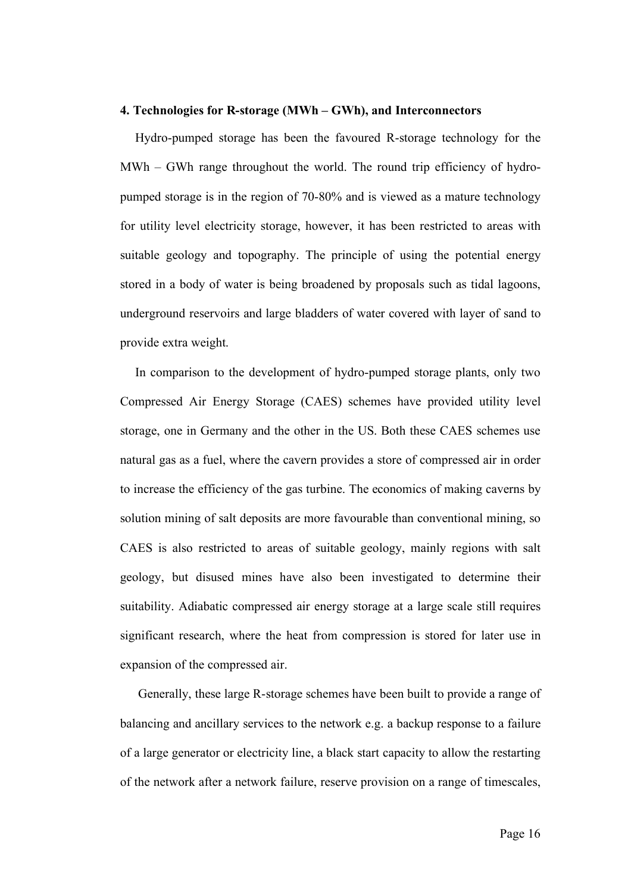## 4. Technologies for R-storage (MWh – GWh), and Interconnectors

Hydro-pumped storage has been the favoured R-storage technology for the MWh – GWh range throughout the world. The round trip efficiency of hydro-pumped storage is in the region of 70-80% and is viewed as a mature technology for utility level electricity storage, however, it has been restricted to areas with suitable geology and topography. The principle of using the potential energy stored in a body of water is being broadened by proposals such as tidal lagoons, underground reservoirs and large bladders of water covered with layer of sand to provide extra weight.

In comparison to the development of hydro-pumped storage plants, only two Compressed Air Energy Storage (CAES) schemes have provided utility level storage, one in Germany and the other in the US. Both these CAES schemes use natural gas as a fuel, where the cavern provides a store of compressed air in order to increase the efficiency of the gas turbine. The economics of making caverns by solution mining of salt deposits are more favourable than conventional mining, so CAES is also restricted to areas of suitable geology, mainly regions with salt geology, but disused mines have also been investigated to determine their suitability. Adiabatic compressed air energy storage at a large scale still requires significant research, where the heat from compression is stored for later use in expansion of the compressed air.

Generally, these large R-storage schemes have been built to provide a range of balancing and ancillary services to the network e.g. a backup response to a failure of a large generator or electricity line, a black start capacity to allow the restarting of the network after a network failure, reserve provision on a range of timescales,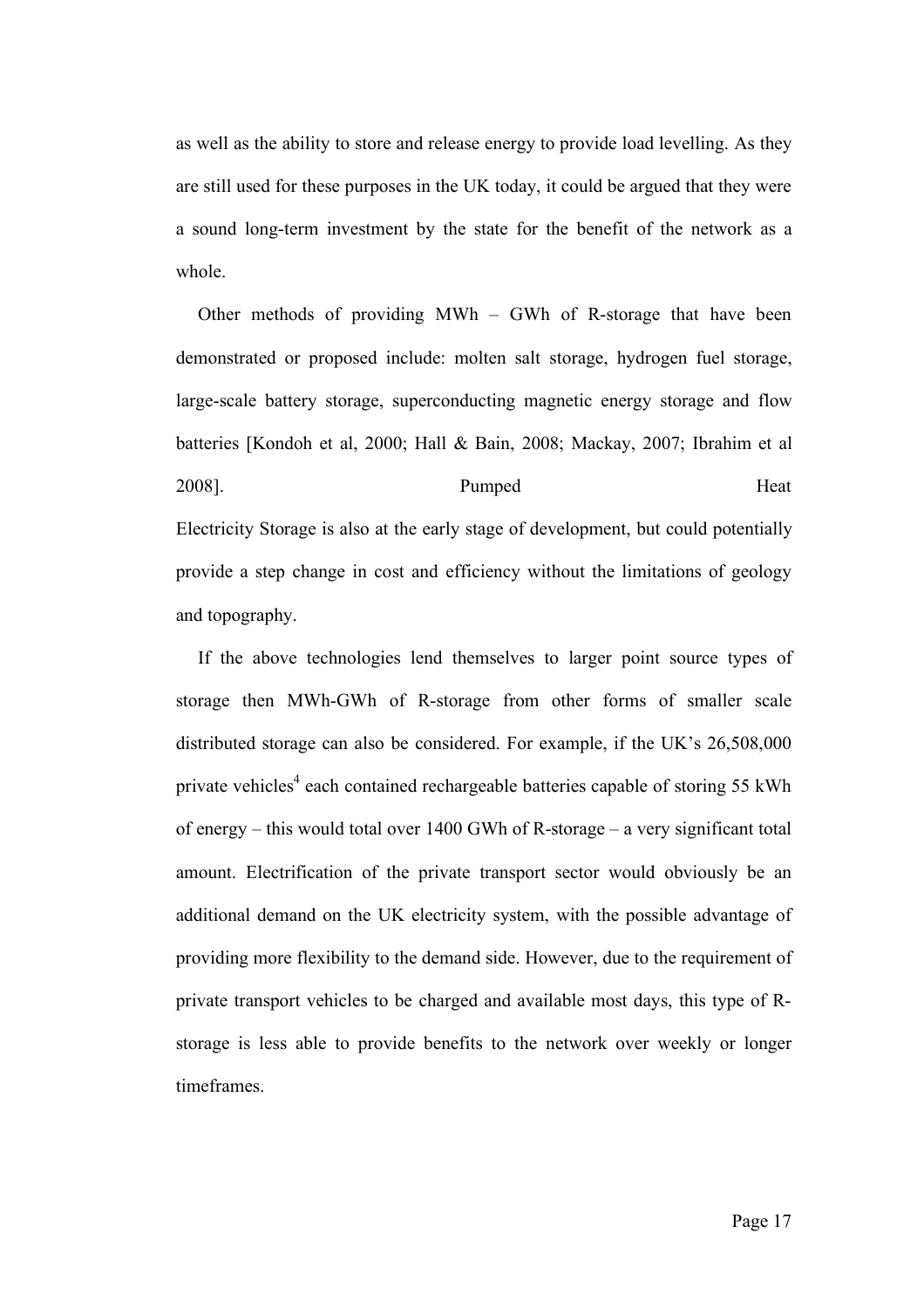as well as the ability to store and release energy to provide load levelling. As they are still used for these purposes in the UK today, it could be argued that they were a sound long-term investment by the state for the benefit of the network as a whole.

Other methods of providing MWh – GWh of R-storage that have been demonstrated or proposed include: molten salt storage, hydrogen fuel storage, large-scale battery storage, superconducting magnetic energy storage and flow batteries [Kondoh et al, 2000; Hall & Bain, 2008; Mackay, 2007; Ibrahim et al 2008]. Pumped Heat Electricity Storage is also at the early stage of development, but could potentially provide a step change in cost and efficiency without the limitations of geology and topography.

If the above technologies lend themselves to larger point source types of storage then MWh-GWh of R-storage from other forms of smaller scale distributed storage can also be considered. For example, if the UK's 26,508,000 private vehicles[4] each contained rechargeable batteries capable of storing 55 kWh of energy – this would total over 1400 GWh of R-storage – a very significant total amount. Electrification of the private transport sector would obviously be an additional demand on the UK electricity system, with the possible advantage of providing more flexibility to the demand side. However, due to the requirement of private transport vehicles to be charged and available most days, this type of R-storage is less able to provide benefits to the network over weekly or longer timeframes.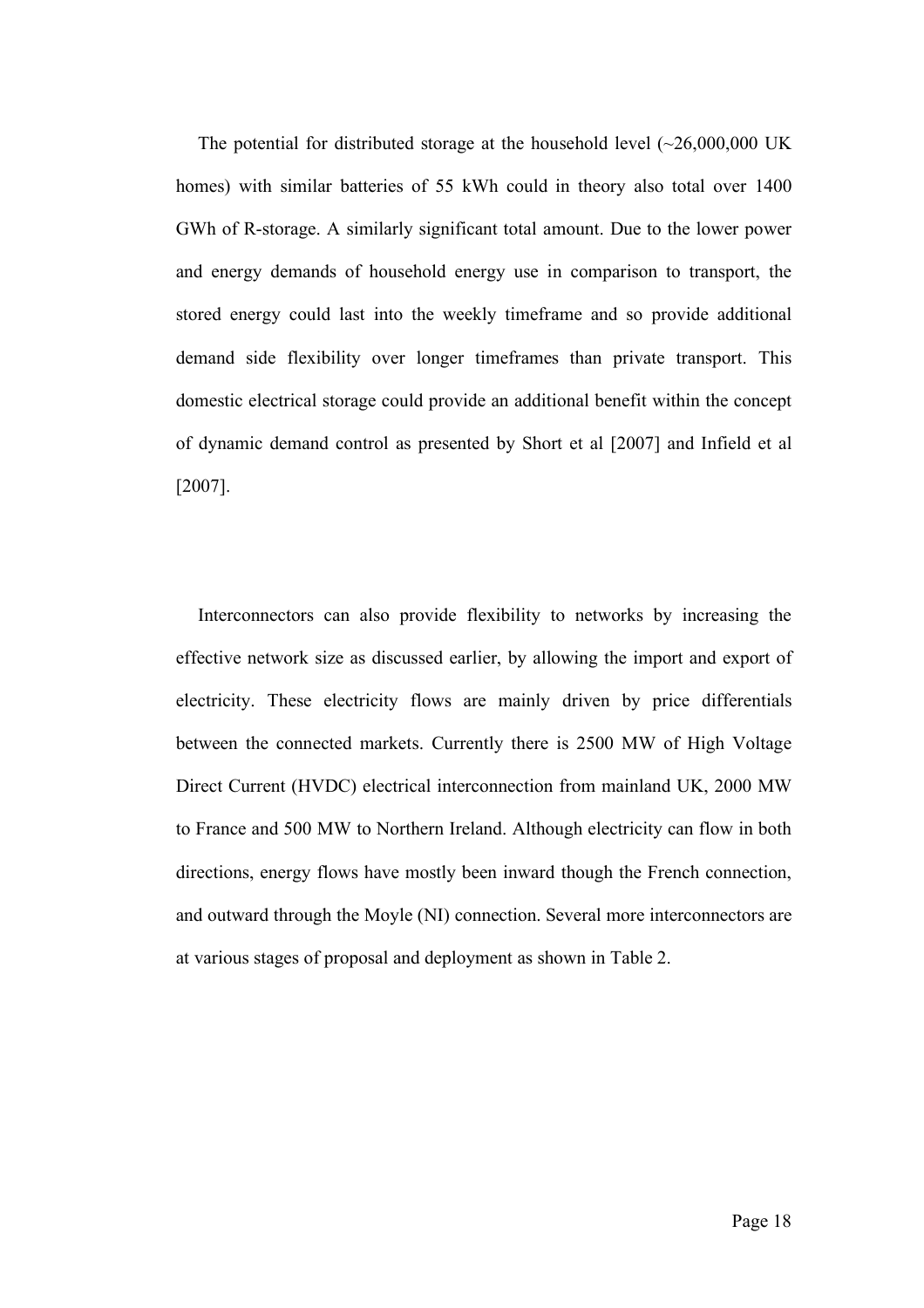The potential for distributed storage at the household level (~26,000,000 UK homes) with similar batteries of 55 kWh could in theory also total over 1400 GWh of R-storage. A similarly significant total amount. Due to the lower power and energy demands of household energy use in comparison to transport, the stored energy could last into the weekly timeframe and so provide additional demand side flexibility over longer timeframes than private transport. This domestic electrical storage could provide an additional benefit within the concept of dynamic demand control as presented by Short et al [2007] and Infield et al [2007].

Interconnectors can also provide flexibility to networks by increasing the effective network size as discussed earlier, by allowing the import and export of electricity. These electricity flows are mainly driven by price differentials between the connected markets. Currently there is 2500 MW of High Voltage Direct Current (HVDC) electrical interconnection from mainland UK, 2000 MW to France and 500 MW to Northern Ireland. Although electricity can flow in both directions, energy flows have mostly been inward though the French connection, and outward through the Moyle (NI) connection. Several more interconnectors are at various stages of proposal and deployment as shown in Table 2.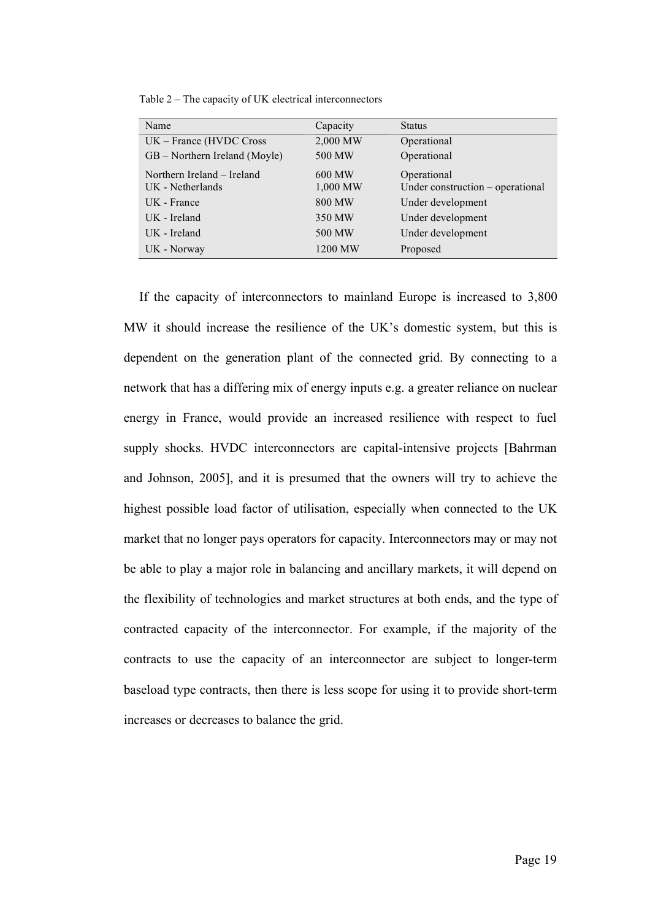Table 2 – The capacity of UK electrical interconnectors

| Name | Capacity | Status |
|---|---|---|
| UK – France (HVDC Cross | 2,000 MW | Operational |
| GB – Northern Ireland (Moyle) | 500 MW | Operational |
| Northern Ireland – Ireland | 600 MW | Operational |
| UK - Netherlands | 1,000 MW | Under construction – operational |
| UK - France | 800 MW | Under development |
| UK - Ireland | 350 MW | Under development |
| UK - Ireland | 500 MW | Under development |
| UK - Norway | 1200 MW | Proposed |

If the capacity of interconnectors to mainland Europe is increased to 3,800 MW it should increase the resilience of the UK's domestic system, but this is dependent on the generation plant of the connected grid. By connecting to a network that has a differing mix of energy inputs e.g. a greater reliance on nuclear energy in France, would provide an increased resilience with respect to fuel supply shocks. HVDC interconnectors are capital-intensive projects [Bahrman and Johnson, 2005], and it is presumed that the owners will try to achieve the highest possible load factor of utilisation, especially when connected to the UK market that no longer pays operators for capacity. Interconnectors may or may not be able to play a major role in balancing and ancillary markets, it will depend on the flexibility of technologies and market structures at both ends, and the type of contracted capacity of the interconnector. For example, if the majority of the contracts to use the capacity of an interconnector are subject to longer-term baseload type contracts, then there is less scope for using it to provide short-term increases or decreases to balance the grid.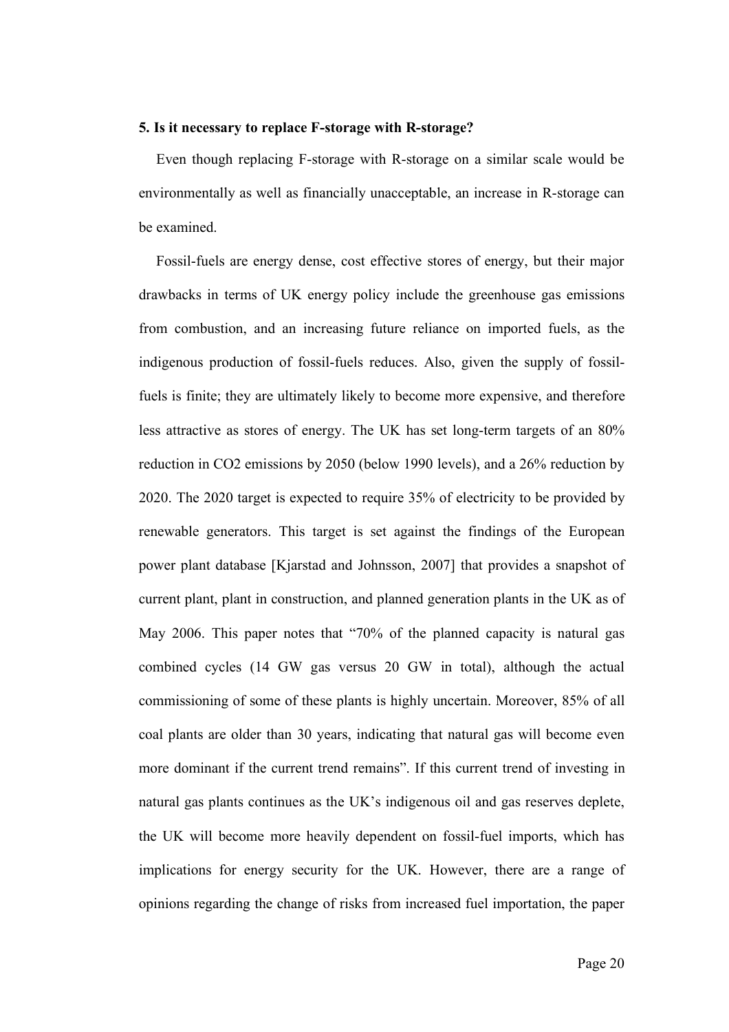**5. Is it necessary to replace F-storage with R-storage?**

Even though replacing F-storage with R-storage on a similar scale would be environmentally as well as financially unacceptable, an increase in R-storage can be examined.

Fossil-fuels are energy dense, cost effective stores of energy, but their major drawbacks in terms of UK energy policy include the greenhouse gas emissions from combustion, and an increasing future reliance on imported fuels, as the indigenous production of fossil-fuels reduces. Also, given the supply of fossil-fuels is finite; they are ultimately likely to become more expensive, and therefore less attractive as stores of energy. The UK has set long-term targets of an 80% reduction in $CO_2$ emissions by 2050 (below 1990 levels), and a 26% reduction by 2020. The 2020 target is expected to require 35% of electricity to be provided by renewable generators. This target is set against the findings of the European power plant database [Kjarstad and Johnsson, 2007] that provides a snapshot of current plant, plant in construction, and planned generation plants in the UK as of May 2006. This paper notes that "70% of the planned capacity is natural gas combined cycles (14 GW gas versus 20 GW in total), although the actual commissioning of some of these plants is highly uncertain. Moreover, 85% of all coal plants are older than 30 years, indicating that natural gas will become even more dominant if the current trend remains". If this current trend of investing in natural gas plants continues as the UK's indigenous oil and gas reserves deplete, the UK will become more heavily dependent on fossil-fuel imports, which has implications for energy security for the UK. However, there are a range of opinions regarding the change of risks from increased fuel importation, the paper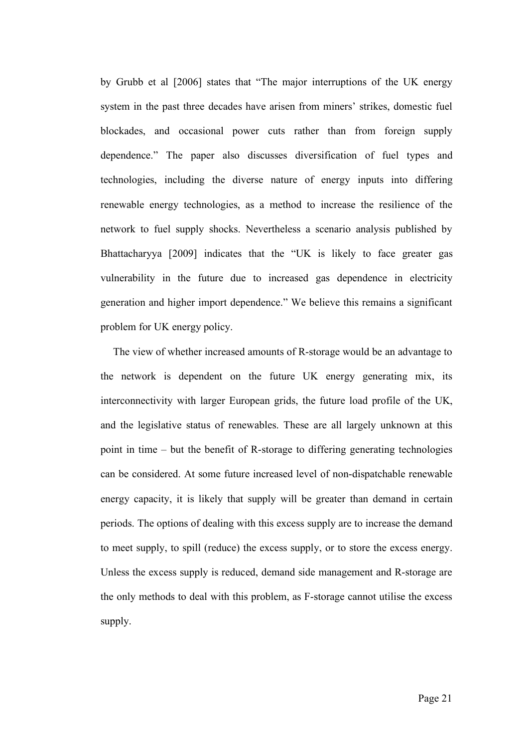by Grubb et al [2006] states that "The major interruptions of the UK energy system in the past three decades have arisen from miners' strikes, domestic fuel blockades, and occasional power cuts rather than from foreign supply dependence." The paper also discusses diversification of fuel types and technologies, including the diverse nature of energy inputs into differing renewable energy technologies, as a method to increase the resilience of the network to fuel supply shocks. Nevertheless a scenario analysis published by Bhattacharyya [2009] indicates that the "UK is likely to face greater gas vulnerability in the future due to increased gas dependence in electricity generation and higher import dependence." We believe this remains a significant problem for UK energy policy.

The view of whether increased amounts of R-storage would be an advantage to the network is dependent on the future UK energy generating mix, its interconnectivity with larger European grids, the future load profile of the UK, and the legislative status of renewables. These are all largely unknown at this point in time – but the benefit of R-storage to differing generating technologies can be considered. At some future increased level of non-dispatchable renewable energy capacity, it is likely that supply will be greater than demand in certain periods. The options of dealing with this excess supply are to increase the demand to meet supply, to spill (reduce) the excess supply, or to store the excess energy. Unless the excess supply is reduced, demand side management and R-storage are the only methods to deal with this problem, as F-storage cannot utilise the excess supply.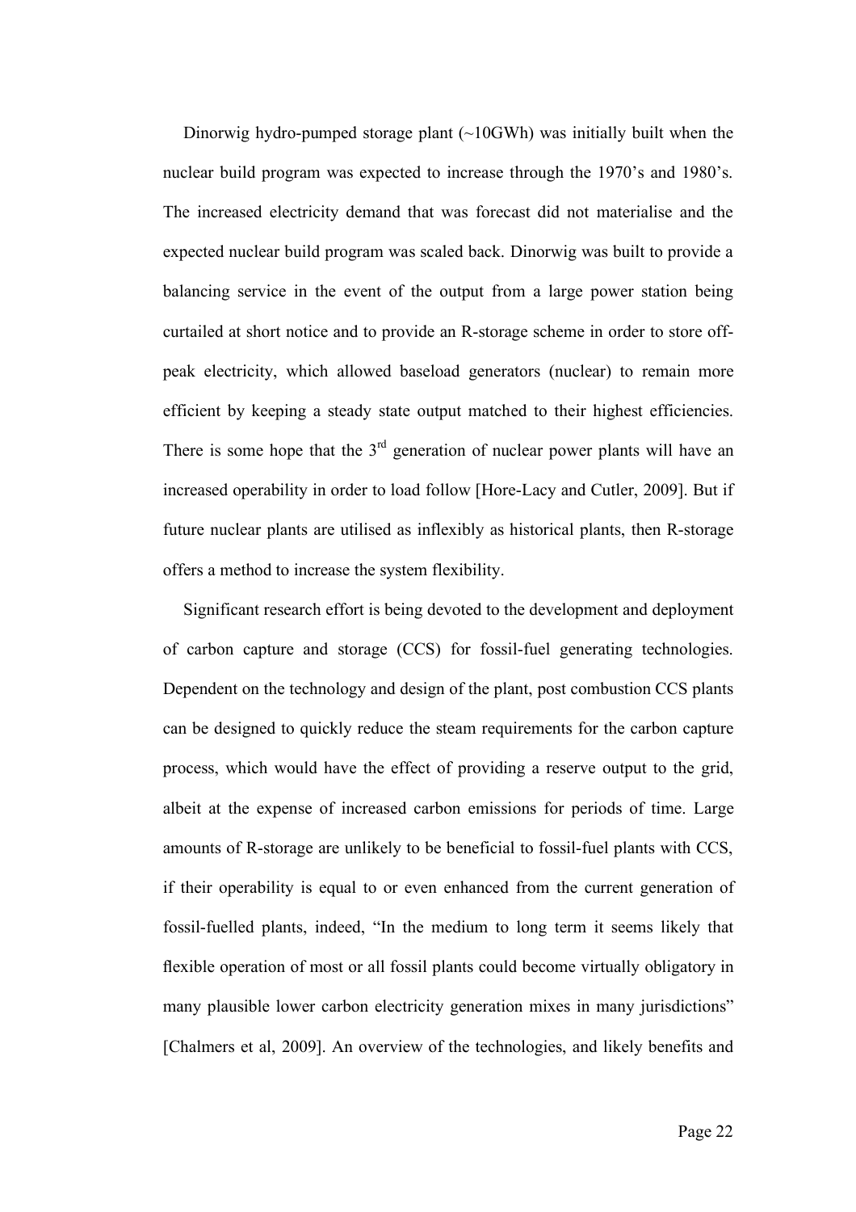Dinorwig hydro-pumped storage plant (~10GWh) was initially built when the nuclear build program was expected to increase through the 1970's and 1980's. The increased electricity demand that was forecast did not materialise and the expected nuclear build program was scaled back. Dinorwig was built to provide a balancing service in the event of the output from a large power station being curtailed at short notice and to provide an R-storage scheme in order to store off-peak electricity, which allowed baseload generators (nuclear) to remain more efficient by keeping a steady state output matched to their highest efficiencies. There is some hope that the 3rd generation of nuclear power plants will have an increased operability in order to load follow [Hore-Lacy and Cutler, 2009]. But if future nuclear plants are utilised as inflexibly as historical plants, then R-storage offers a method to increase the system flexibility.

Significant research effort is being devoted to the development and deployment of carbon capture and storage (CCS) for fossil-fuel generating technologies. Dependent on the technology and design of the plant, post combustion CCS plants can be designed to quickly reduce the steam requirements for the carbon capture process, which would have the effect of providing a reserve output to the grid, albeit at the expense of increased carbon emissions for periods of time. Large amounts of R-storage are unlikely to be beneficial to fossil-fuel plants with CCS, if their operability is equal to or even enhanced from the current generation of fossil-fuelled plants, indeed, "In the medium to long term it seems likely that flexible operation of most or all fossil plants could become virtually obligatory in many plausible lower carbon electricity generation mixes in many jurisdictions" [Chalmers et al, 2009]. An overview of the technologies, and likely benefits and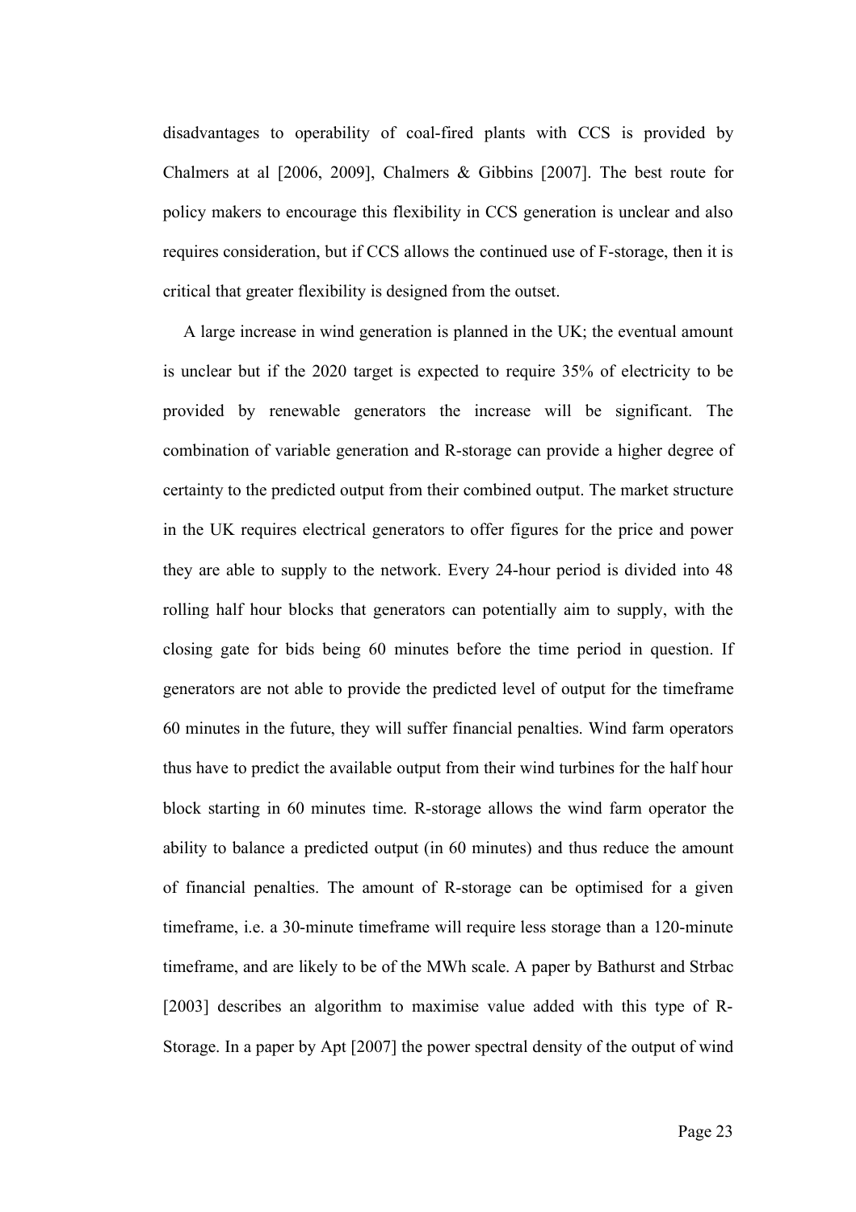disadvantages to operability of coal-fired plants with CCS is provided by Chalmers at al [2006, 2009], Chalmers & Gibbins [2007]. The best route for policy makers to encourage this flexibility in CCS generation is unclear and also requires consideration, but if CCS allows the continued use of F-storage, then it is critical that greater flexibility is designed from the outset.

A large increase in wind generation is planned in the UK; the eventual amount is unclear but if the 2020 target is expected to require 35% of electricity to be provided by renewable generators the increase will be significant. The combination of variable generation and R-storage can provide a higher degree of certainty to the predicted output from their combined output. The market structure in the UK requires electrical generators to offer figures for the price and power they are able to supply to the network. Every 24-hour period is divided into 48 rolling half hour blocks that generators can potentially aim to supply, with the closing gate for bids being 60 minutes before the time period in question. If generators are not able to provide the predicted level of output for the timeframe 60 minutes in the future, they will suffer financial penalties. Wind farm operators thus have to predict the available output from their wind turbines for the half hour block starting in 60 minutes time. R-storage allows the wind farm operator the ability to balance a predicted output (in 60 minutes) and thus reduce the amount of financial penalties. The amount of R-storage can be optimised for a given timeframe, i.e. a 30-minute timeframe will require less storage than a 120-minute timeframe, and are likely to be of the MWh scale. A paper by Bathurst and Strbac [2003] describes an algorithm to maximise value added with this type of R-Storage. In a paper by Apt [2007] the power spectral density of the output of wind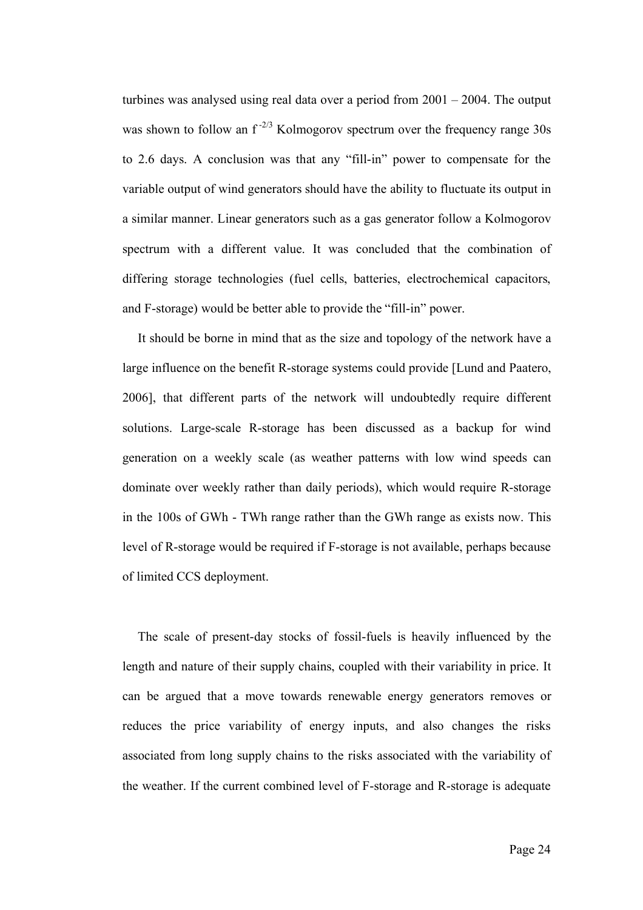turbines was analysed using real data over a period from 2001 – 2004. The output was shown to follow an $f^{-2/3}$ Kolmogorov spectrum over the frequency range 30s to 2.6 days. A conclusion was that any "fill-in" power to compensate for the variable output of wind generators should have the ability to fluctuate its output in a similar manner. Linear generators such as a gas generator follow a Kolmogorov spectrum with a different value. It was concluded that the combination of differing storage technologies (fuel cells, batteries, electrochemical capacitors, and F-storage) would be better able to provide the "fill-in" power.

It should be borne in mind that as the size and topology of the network have a large influence on the benefit R-storage systems could provide [Lund and Paatero, 2006], that different parts of the network will undoubtedly require different solutions. Large-scale R-storage has been discussed as a backup for wind generation on a weekly scale (as weather patterns with low wind speeds can dominate over weekly rather than daily periods), which would require R-storage in the 100s of GWh - TWh range rather than the GWh range as exists now. This level of R-storage would be required if F-storage is not available, perhaps because of limited CCS deployment.

The scale of present-day stocks of fossil-fuels is heavily influenced by the length and nature of their supply chains, coupled with their variability in price. It can be argued that a move towards renewable energy generators removes or reduces the price variability of energy inputs, and also changes the risks associated from long supply chains to the risks associated with the variability of the weather. If the current combined level of F-storage and R-storage is adequate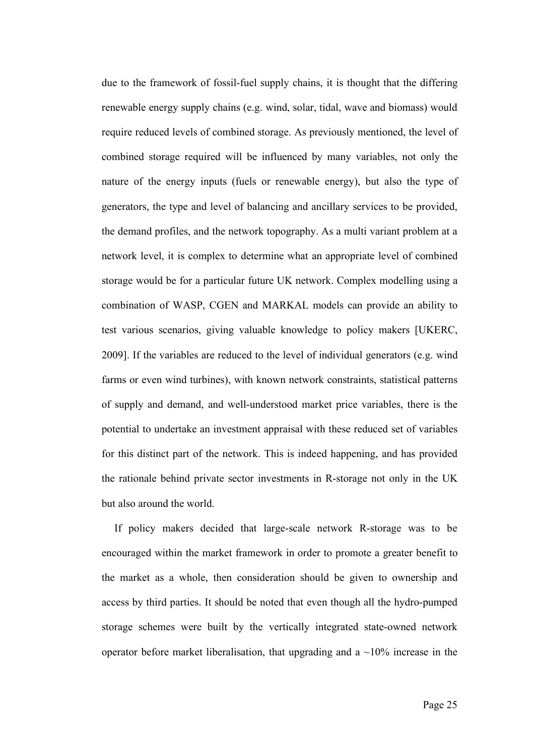due to the framework of fossil-fuel supply chains, it is thought that the differing renewable energy supply chains (e.g. wind, solar, tidal, wave and biomass) would require reduced levels of combined storage. As previously mentioned, the level of combined storage required will be influenced by many variables, not only the nature of the energy inputs (fuels or renewable energy), but also the type of generators, the type and level of balancing and ancillary services to be provided, the demand profiles, and the network topography. As a multi variant problem at a network level, it is complex to determine what an appropriate level of combined storage would be for a particular future UK network. Complex modelling using a combination of WASP, CGEN and MARKAL models can provide an ability to test various scenarios, giving valuable knowledge to policy makers [UKERC, 2009]. If the variables are reduced to the level of individual generators (e.g. wind farms or even wind turbines), with known network constraints, statistical patterns of supply and demand, and well-understood market price variables, there is the potential to undertake an investment appraisal with these reduced set of variables for this distinct part of the network. This is indeed happening, and has provided the rationale behind private sector investments in R-storage not only in the UK but also around the world.

If policy makers decided that large-scale network R-storage was to be encouraged within the market framework in order to promote a greater benefit to the market as a whole, then consideration should be given to ownership and access by third parties. It should be noted that even though all the hydro-pumped storage schemes were built by the vertically integrated state-owned network operator before market liberalisation, that upgrading and a ~10% increase in the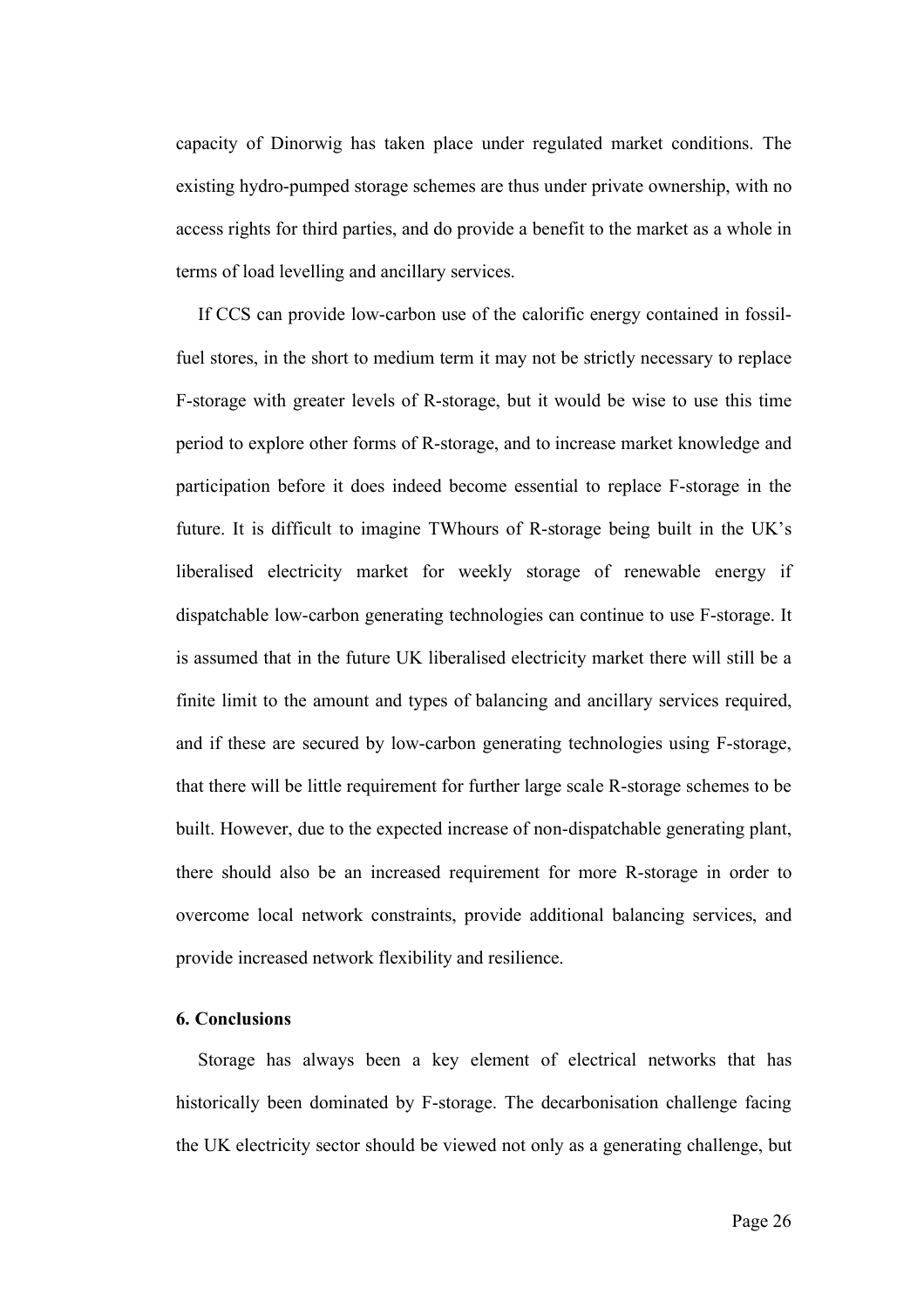capacity of Dinorwig has taken place under regulated market conditions. The existing hydro-pumped storage schemes are thus under private ownership, with no access rights for third parties, and do provide a benefit to the market as a whole in terms of load levelling and ancillary services.

If CCS can provide low-carbon use of the calorific energy contained in fossil-fuel stores, in the short to medium term it may not be strictly necessary to replace F-storage with greater levels of R-storage, but it would be wise to use this time period to explore other forms of R-storage, and to increase market knowledge and participation before it does indeed become essential to replace F-storage in the future. It is difficult to imagine TWhours of R-storage being built in the UK's liberalised electricity market for weekly storage of renewable energy if dispatchable low-carbon generating technologies can continue to use F-storage. It is assumed that in the future UK liberalised electricity market there will still be a finite limit to the amount and types of balancing and ancillary services required, and if these are secured by low-carbon generating technologies using F-storage, that there will be little requirement for further large scale R-storage schemes to be built. However, due to the expected increase of non-dispatchable generating plant, there should also be an increased requirement for more R-storage in order to overcome local network constraints, provide additional balancing services, and provide increased network flexibility and resilience.

## 6. Conclusions

Storage has always been a key element of electrical networks that has historically been dominated by F-storage. The decarbonisation challenge facing the UK electricity sector should be viewed not only as a generating challenge, but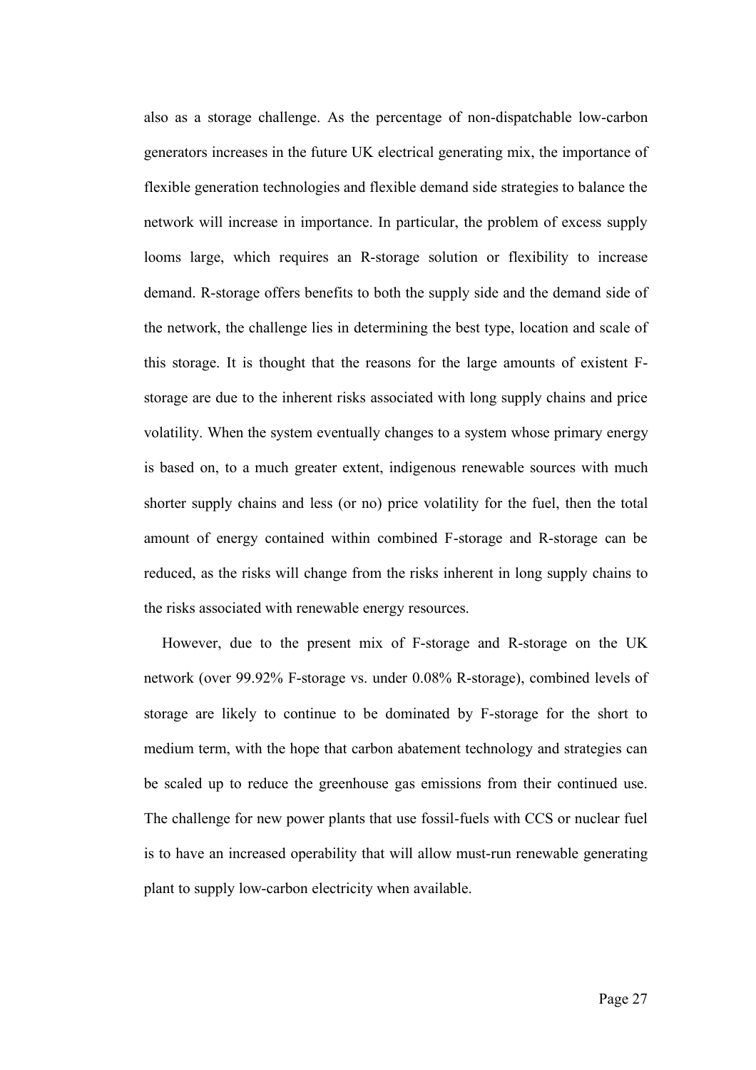also as a storage challenge. As the percentage of non-dispatchable low-carbon generators increases in the future UK electrical generating mix, the importance of flexible generation technologies and flexible demand side strategies to balance the network will increase in importance. In particular, the problem of excess supply looms large, which requires an R-storage solution or flexibility to increase demand. R-storage offers benefits to both the supply side and the demand side of the network, the challenge lies in determining the best type, location and scale of this storage. It is thought that the reasons for the large amounts of existent F-storage are due to the inherent risks associated with long supply chains and price volatility. When the system eventually changes to a system whose primary energy is based on, to a much greater extent, indigenous renewable sources with much shorter supply chains and less (or no) price volatility for the fuel, then the total amount of energy contained within combined F-storage and R-storage can be reduced, as the risks will change from the risks inherent in long supply chains to the risks associated with renewable energy resources.

However, due to the present mix of F-storage and R-storage on the UK network (over 99.92% F-storage vs. under 0.08% R-storage), combined levels of storage are likely to continue to be dominated by F-storage for the short to medium term, with the hope that carbon abatement technology and strategies can be scaled up to reduce the greenhouse gas emissions from their continued use. The challenge for new power plants that use fossil-fuels with CCS or nuclear fuel is to have an increased operability that will allow must-run renewable generating plant to supply low-carbon electricity when available.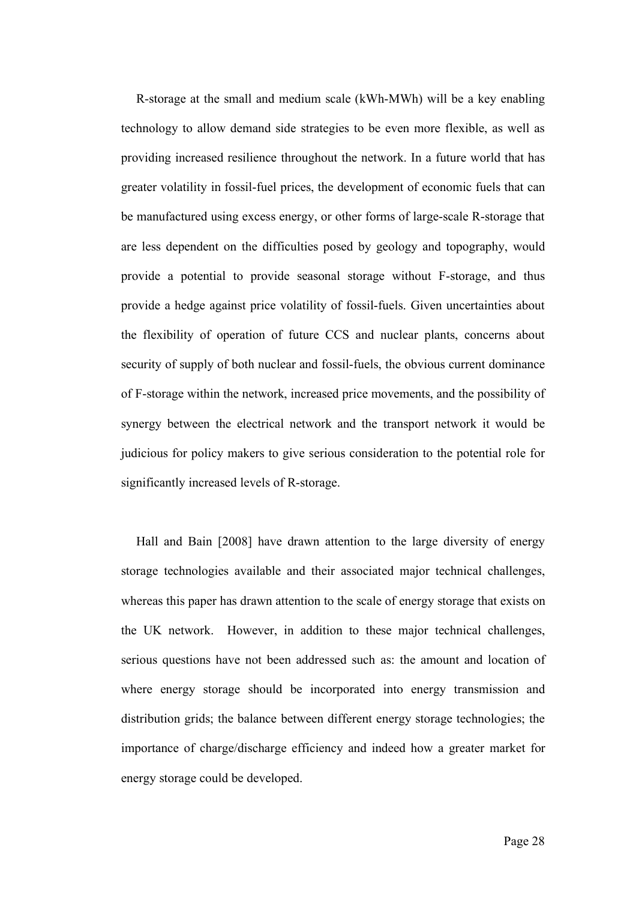R-storage at the small and medium scale (kWh-MWh) will be a key enabling technology to allow demand side strategies to be even more flexible, as well as providing increased resilience throughout the network. In a future world that has greater volatility in fossil-fuel prices, the development of economic fuels that can be manufactured using excess energy, or other forms of large-scale R-storage that are less dependent on the difficulties posed by geology and topography, would provide a potential to provide seasonal storage without F-storage, and thus provide a hedge against price volatility of fossil-fuels. Given uncertainties about the flexibility of operation of future CCS and nuclear plants, concerns about security of supply of both nuclear and fossil-fuels, the obvious current dominance of F-storage within the network, increased price movements, and the possibility of synergy between the electrical network and the transport network it would be judicious for policy makers to give serious consideration to the potential role for significantly increased levels of R-storage.

Hall and Bain [2008] have drawn attention to the large diversity of energy storage technologies available and their associated major technical challenges, whereas this paper has drawn attention to the scale of energy storage that exists on the UK network. However, in addition to these major technical challenges, serious questions have not been addressed such as: the amount and location of where energy storage should be incorporated into energy transmission and distribution grids; the balance between different energy storage technologies; the importance of charge/discharge efficiency and indeed how a greater market for energy storage could be developed.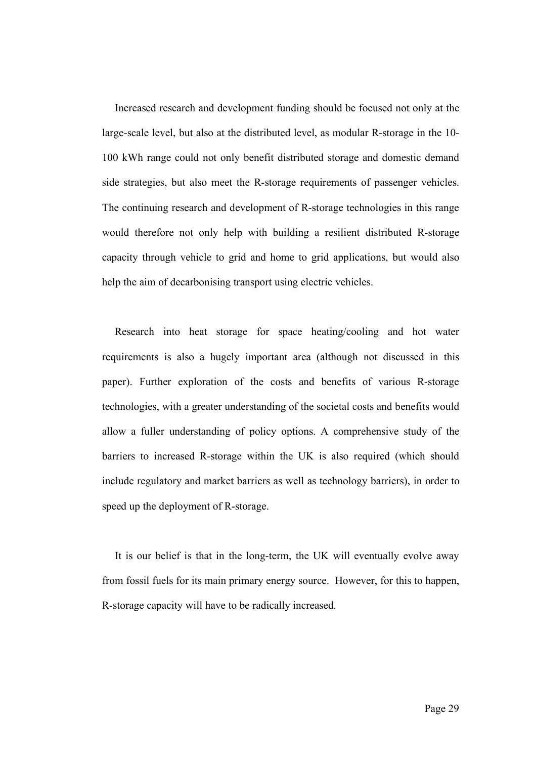Increased research and development funding should be focused not only at the large-scale level, but also at the distributed level, as modular R-storage in the 10-100 kWh range could not only benefit distributed storage and domestic demand side strategies, but also meet the R-storage requirements of passenger vehicles. The continuing research and development of R-storage technologies in this range would therefore not only help with building a resilient distributed R-storage capacity through vehicle to grid and home to grid applications, but would also help the aim of decarbonising transport using electric vehicles.

Research into heat storage for space heating/cooling and hot water requirements is also a hugely important area (although not discussed in this paper). Further exploration of the costs and benefits of various R-storage technologies, with a greater understanding of the societal costs and benefits would allow a fuller understanding of policy options. A comprehensive study of the barriers to increased R-storage within the UK is also required (which should include regulatory and market barriers as well as technology barriers), in order to speed up the deployment of R-storage.

It is our belief is that in the long-term, the UK will eventually evolve away from fossil fuels for its main primary energy source. However, for this to happen, R-storage capacity will have to be radically increased.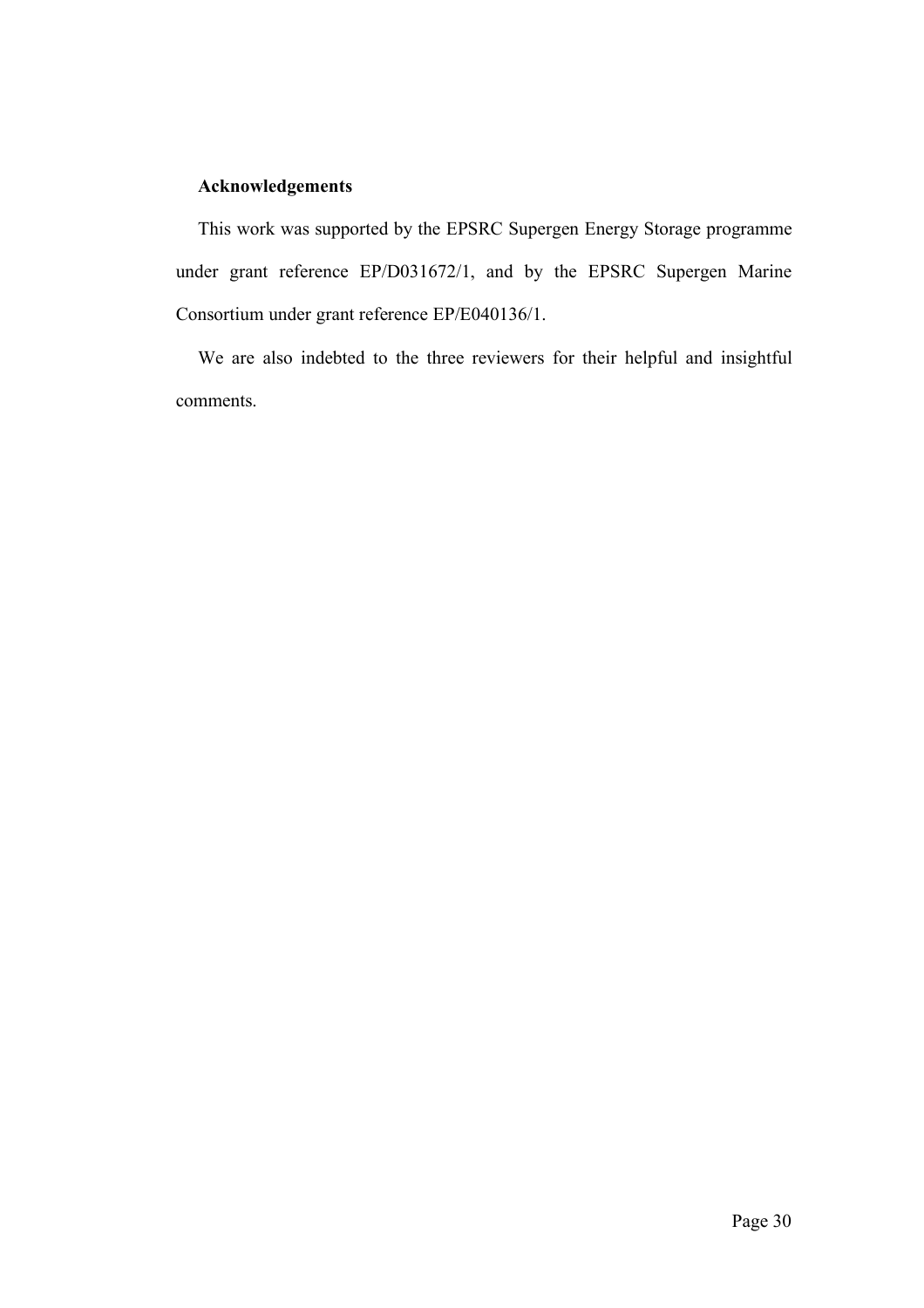## Acknowledgements

This work was supported by the EPSRC Supergen Energy Storage programme under grant reference EP/D031672/1, and by the EPSRC Supergen Marine Consortium under grant reference EP/E040136/1.

We are also indebted to the three reviewers for their helpful and insightful comments.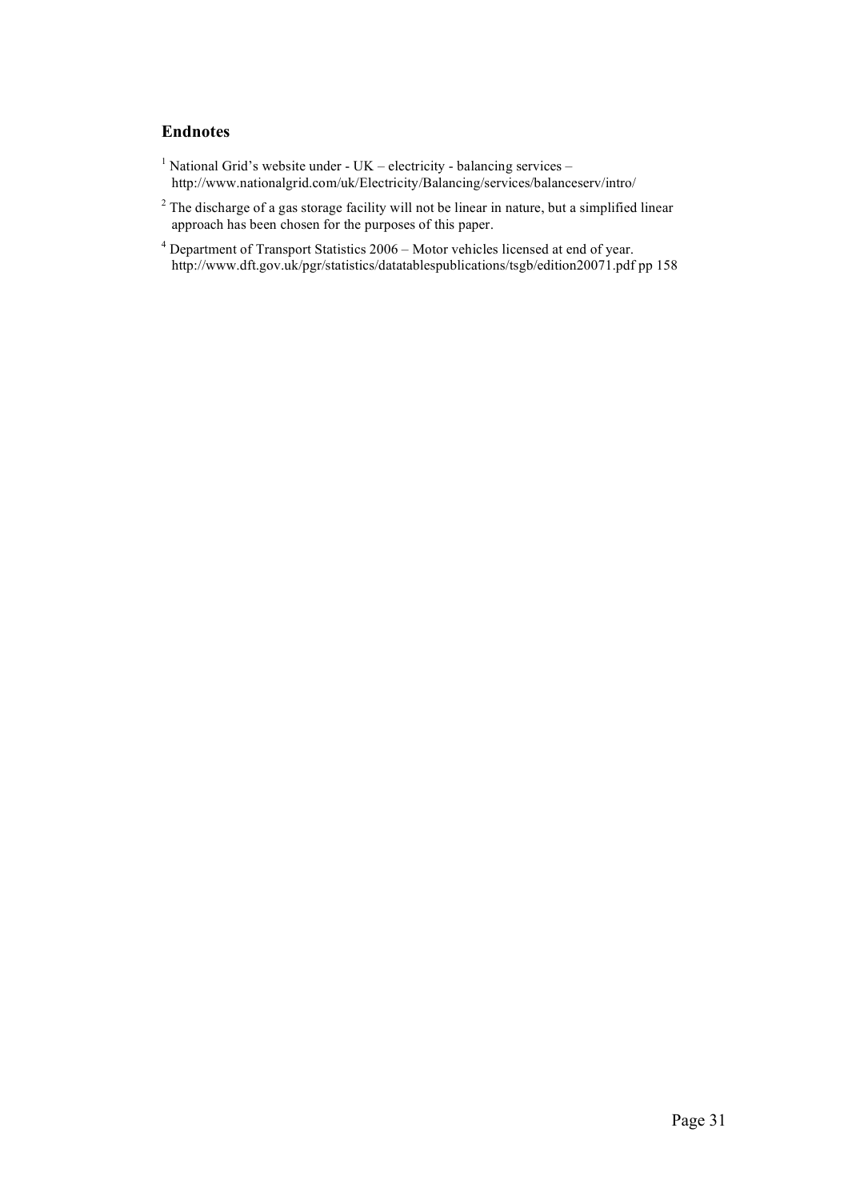## Endnotes

[1] National Grid's website under - UK – electricity - balancing services – http://www.nationalgrid.com/uk/Electricity/Balancing/services/balanceserv/intro/

[2] The discharge of a gas storage facility will not be linear in nature, but a simplified linear approach has been chosen for the purposes of this paper.

[4] Department of Transport Statistics 2006 – Motor vehicles licensed at end of year. http://www.dft.gov.uk/pgr/statistics/datatablespublications/tsgb/edition20071.pdf pp 158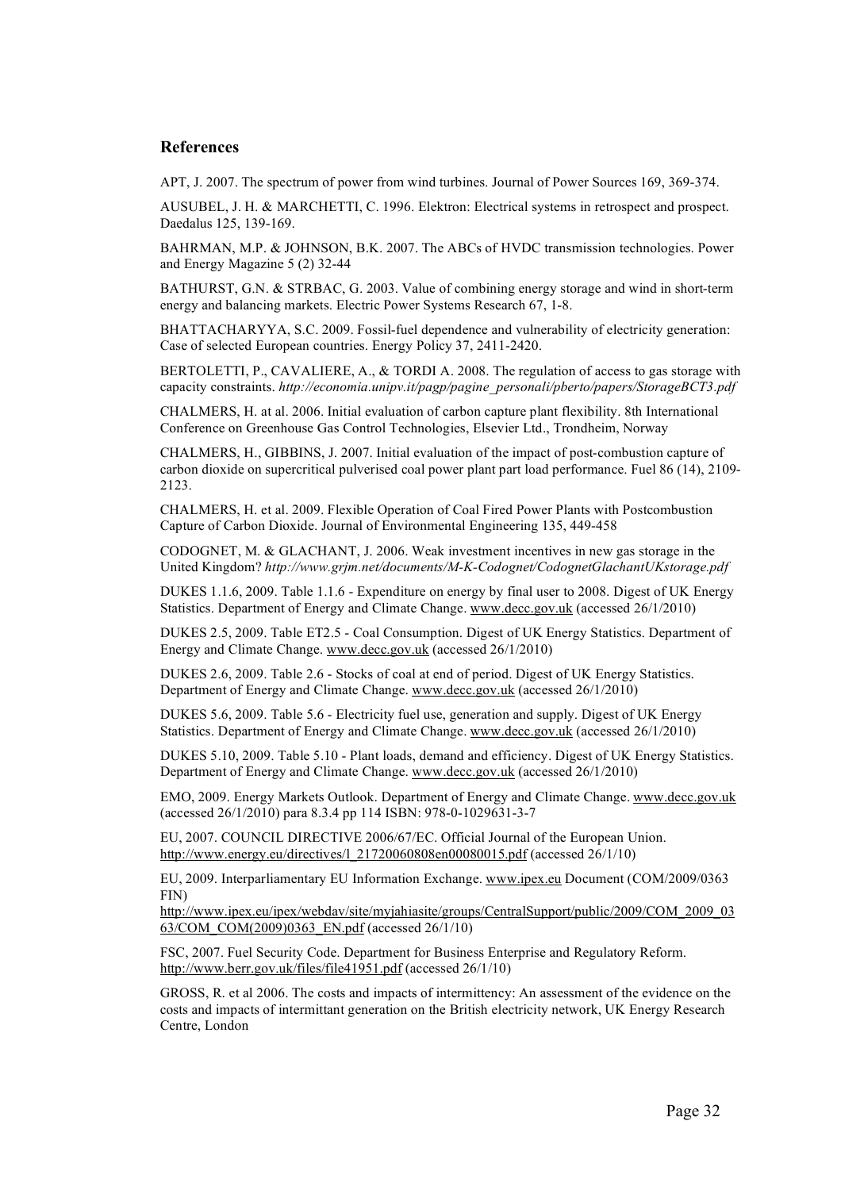## References

APT, J. 2007. The spectrum of power from wind turbines. Journal of Power Sources 169, 369-374.

AUSUBEL, J. H. & MARCHETTI, C. 1996. Elektron: Electrical systems in retrospect and prospect. Daedalus 125, 139-169.

BAHRMAN, M.P. & JOHNSON, B.K. 2007. The ABCs of HVDC transmission technologies. Power and Energy Magazine 5 (2) 32-44

BATHURST, G.N. & STRBAC, G. 2003. Value of combining energy storage and wind in short-term energy and balancing markets. Electric Power Systems Research 67, 1-8.

BHATTACHARYYA, S.C. 2009. Fossil-fuel dependence and vulnerability of electricity generation: Case of selected European countries. Energy Policy 37, 2411-2420.

BERTOLETTI, P., CAVALIERE, A., & TORDI A. 2008. The regulation of access to gas storage with capacity constraints. *http://economia.unipv.it/pagp/pagine_personali/pberto/papers/StorageBCT3.pdf*

CHALMERS, H. at al. 2006. Initial evaluation of carbon capture plant flexibility. 8th International Conference on Greenhouse Gas Control Technologies, Elsevier Ltd., Trondheim, Norway

CHALMERS, H., GIBBINS, J. 2007. Initial evaluation of the impact of post-combustion capture of carbon dioxide on supercritical pulverised coal power plant part load performance. Fuel 86 (14), 2109-2123.

CHALMERS, H. et al. 2009. Flexible Operation of Coal Fired Power Plants with Postcombustion Capture of Carbon Dioxide. Journal of Environmental Engineering 135, 449-458

CODOGNET, M. & GLACHANT, J. 2006. Weak investment incentives in new gas storage in the United Kingdom? *http://www.grjm.net/documents/M-K-Codognet/CodognetGlachantUKstorage.pdf*

DUKES 1.1.6, 2009. Table 1.1.6 - Expenditure on energy by final user to 2008. Digest of UK Energy Statistics. Department of Energy and Climate Change. www.decc.gov.uk (accessed 26/1/2010)

DUKES 2.5, 2009. Table ET2.5 - Coal Consumption. Digest of UK Energy Statistics. Department of Energy and Climate Change. www.decc.gov.uk (accessed 26/1/2010)

DUKES 2.6, 2009. Table 2.6 - Stocks of coal at end of period. Digest of UK Energy Statistics. Department of Energy and Climate Change. www.decc.gov.uk (accessed 26/1/2010)

DUKES 5.6, 2009. Table 5.6 - Electricity fuel use, generation and supply. Digest of UK Energy Statistics. Department of Energy and Climate Change. www.decc.gov.uk (accessed 26/1/2010)

DUKES 5.10, 2009. Table 5.10 - Plant loads, demand and efficiency. Digest of UK Energy Statistics. Department of Energy and Climate Change. www.decc.gov.uk (accessed 26/1/2010)

EMO, 2009. Energy Markets Outlook. Department of Energy and Climate Change. www.decc.gov.uk (accessed 26/1/2010) para 8.3.4 pp 114 ISBN: 978-0-1029631-3-7

EU, 2007. COUNCIL DIRECTIVE 2006/67/EC. Official Journal of the European Union. http://www.energy.eu/directives/l_21720060808en00080015.pdf (accessed 26/1/10)

EU, 2009. Interparliamentary EU Information Exchange. www.ipex.eu Document (COM/2009/0363 FIN)
http://www.ipex.eu/ipex/webdav/site/myjahiasite/groups/CentralSupport/public/2009/COM_2009_0363/COM_COM(2009)0363_EN.pdf (accessed 26/1/10)

FSC, 2007. Fuel Security Code. Department for Business Enterprise and Regulatory Reform. http://www.berr.gov.uk/files/file41951.pdf (accessed 26/1/10)

GROSS, R. et al 2006. The costs and impacts of intermittency: An assessment of the evidence on the costs and impacts of intermittant generation on the British electricity network, UK Energy Research Centre, London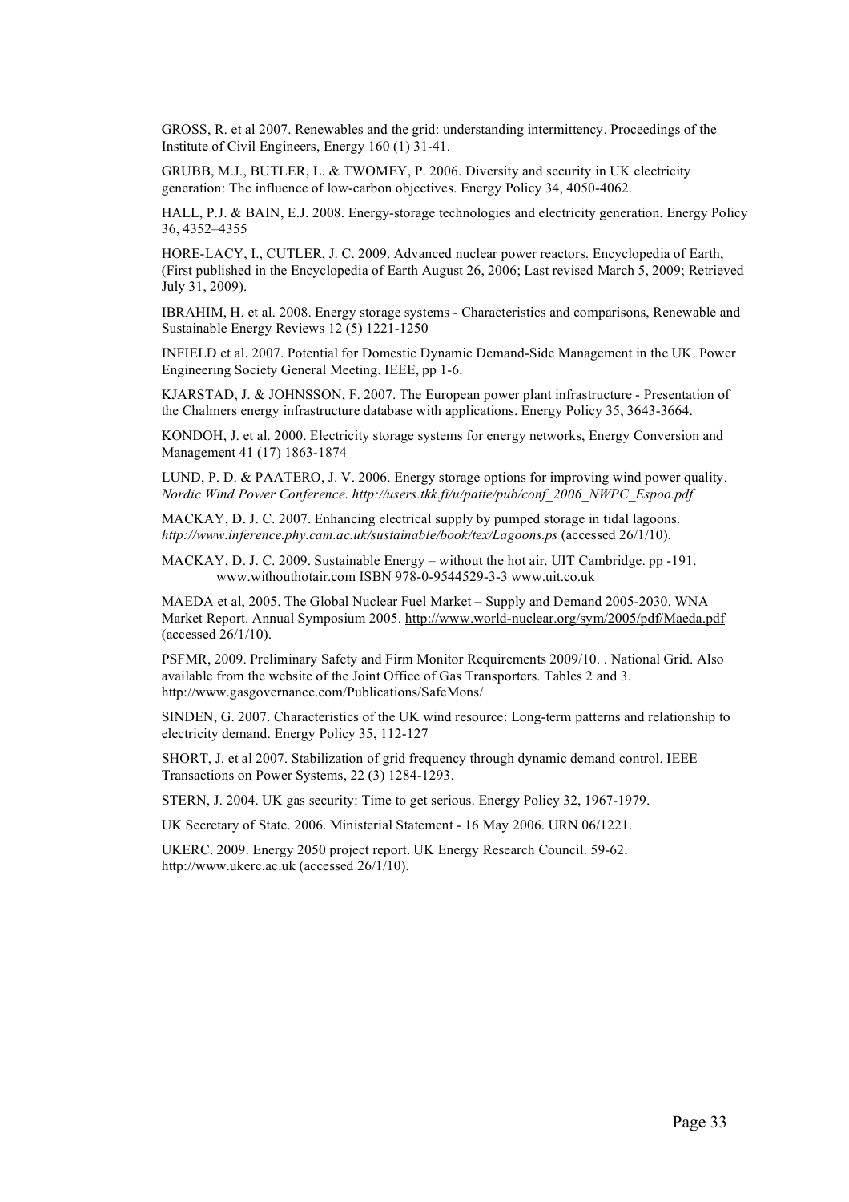GROSS, R. et al 2007. Renewables and the grid: understanding intermittency. Proceedings of the Institute of Civil Engineers, Energy 160 (1) 31-41.

GRUBB, M.J., BUTLER, L. & TWOMEY, P. 2006. Diversity and security in UK electricity generation: The influence of low-carbon objectives. Energy Policy 34, 4050-4062.

HALL, P.J. & BAIN, E.J. 2008. Energy-storage technologies and electricity generation. Energy Policy 36, 4352–4355

HORE-LACY, I., CUTLER, J. C. 2009. Advanced nuclear power reactors. Encyclopedia of Earth, (First published in the Encyclopedia of Earth August 26, 2006; Last revised March 5, 2009; Retrieved July 31, 2009).

IBRAHIM, H. et al. 2008. Energy storage systems - Characteristics and comparisons, Renewable and Sustainable Energy Reviews 12 (5) 1221-1250

INFIELD et al. 2007. Potential for Domestic Dynamic Demand-Side Management in the UK. Power Engineering Society General Meeting. IEEE, pp 1-6.

KJARSTAD, J. & JOHNSSON, F. 2007. The European power plant infrastructure - Presentation of the Chalmers energy infrastructure database with applications. Energy Policy 35, 3643-3664.

KONDOH, J. et al. 2000. Electricity storage systems for energy networks, Energy Conversion and Management 41 (17) 1863-1874

LUND, P. D. & PAATERO, J. V. 2006. Energy storage options for improving wind power quality. *Nordic Wind Power Conference. http://users.tkk.fi/u/patte/pub/conf_2006_NWPC_Espoo.pdf*

MACKAY, D. J. C. 2007. Enhancing electrical supply by pumped storage in tidal lagoons. *http://www.inference.phy.cam.ac.uk/sustainable/book/tex/Lagoons.ps* (accessed 26/1/10).

MACKAY, D. J. C. 2009. Sustainable Energy – without the hot air. UIT Cambridge. pp -191. www.withouthotair.com ISBN 978-0-9544529-3-3 www.uit.co.uk

MAEDA et al, 2005. The Global Nuclear Fuel Market – Supply and Demand 2005-2030. WNA Market Report. Annual Symposium 2005. http://www.world-nuclear.org/sym/2005/pdf/Maeda.pdf (accessed 26/1/10).

PSFMR, 2009. Preliminary Safety and Firm Monitor Requirements 2009/10. . National Grid. Also available from the website of the Joint Office of Gas Transporters. Tables 2 and 3. http://www.gasgovernance.com/Publications/SafeMons/

SINDEN, G. 2007. Characteristics of the UK wind resource: Long-term patterns and relationship to electricity demand. Energy Policy 35, 112-127

SHORT, J. et al 2007. Stabilization of grid frequency through dynamic demand control. IEEE Transactions on Power Systems, 22 (3) 1284-1293.

STERN, J. 2004. UK gas security: Time to get serious. Energy Policy 32, 1967-1979.

UK Secretary of State. 2006. Ministerial Statement - 16 May 2006. URN 06/1221.

UKERC. 2009. Energy 2050 project report. UK Energy Research Council. 59-62. http://www.ukerc.ac.uk (accessed 26/1/10).